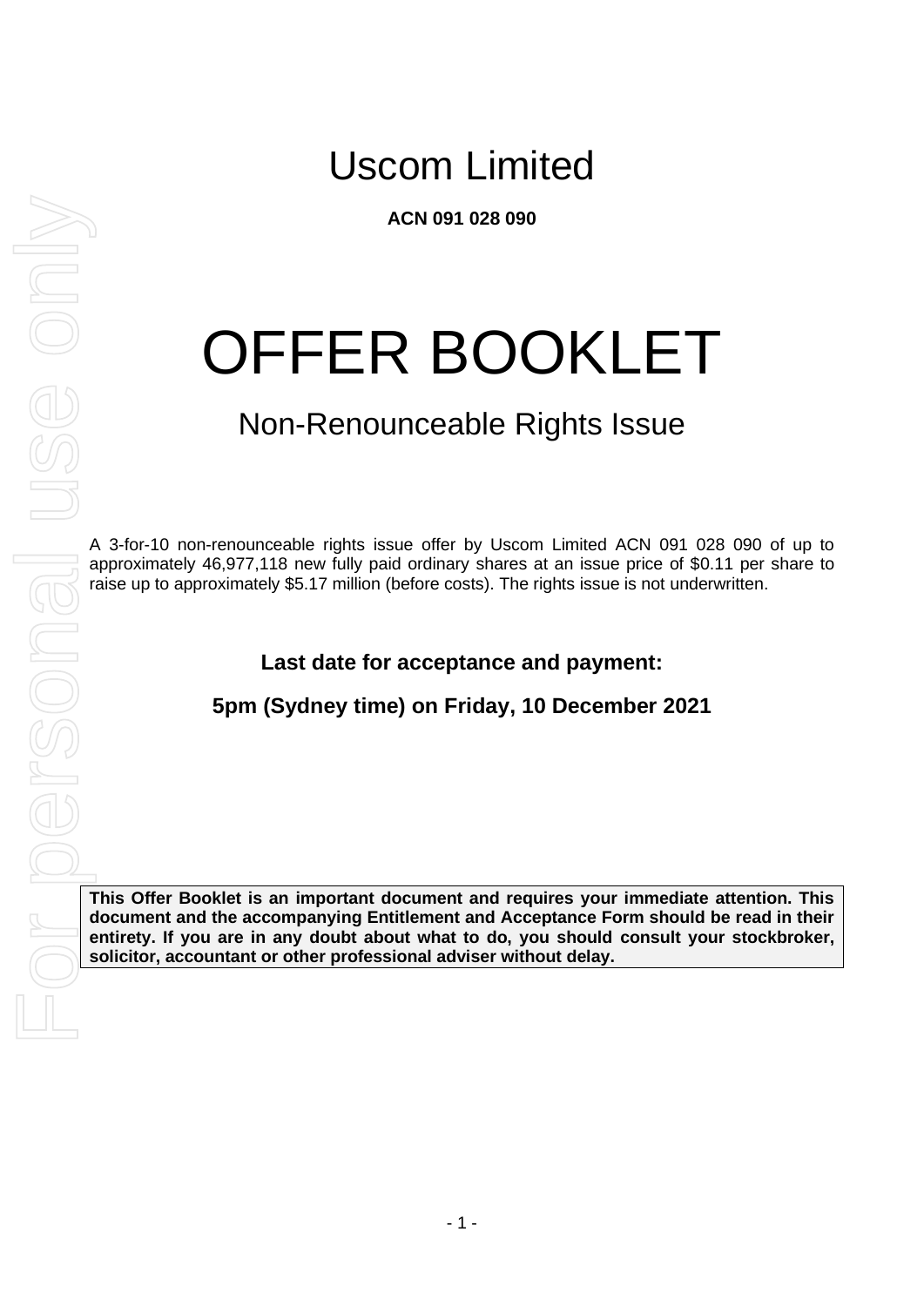# Uscom Limited

**ACN 091 028 090**

# OFFER BOOKLET

## Non-Renounceable Rights Issue

A 3-for-10 non-renounceable rights issue offer by Uscom Limited ACN 091 028 090 of up to approximately 46,977,118 new fully paid ordinary shares at an issue price of $0.11 per share to raise up to approximately $5.17 million (before costs). The rights issue is not underwritten.

**Last date for acceptance and payment:**

**5pm (Sydney time) on Friday, 10 December 2021**

**This Offer Booklet is an important document and requires your immediate attention. This document and the accompanying Entitlement and Acceptance Form should be read in their entirety. If you are in any doubt about what to do, you should consult your stockbroker, solicitor, accountant or other professional adviser without delay.**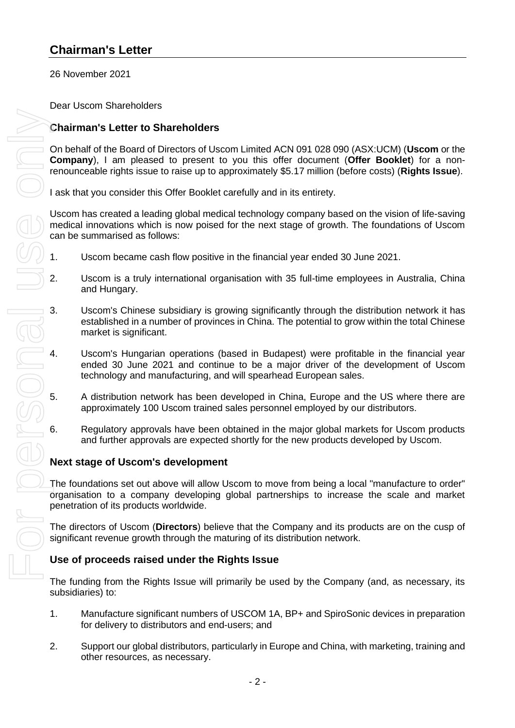# Chairman's Letter

26 November 2021

Dear Uscom Shareholders

## Chairman's Letter to Shareholders

On behalf of the Board of Directors of Uscom Limited ACN 091 028 090 (ASX:UCM) (**Uscom** or the **Company**), I am pleased to present to you this offer document (**Offer Booklet**) for a non-renounceable rights issue to raise up to approximately $5.17 million (before costs) (**Rights Issue**).

I ask that you consider this Offer Booklet carefully and in its entirety.

Uscom has created a leading global medical technology company based on the vision of life-saving medical innovations which is now poised for the next stage of growth. The foundations of Uscom can be summarised as follows:

1. Uscom became cash flow positive in the financial year ended 30 June 2021.
2. Uscom is a truly international organisation with 35 full-time employees in Australia, China and Hungary.
3. Uscom's Chinese subsidiary is growing significantly through the distribution network it has established in a number of provinces in China. The potential to grow within the total Chinese market is significant.
4. Uscom's Hungarian operations (based in Budapest) were profitable in the financial year ended 30 June 2021 and continue to be a major driver of the development of Uscom technology and manufacturing, and will spearhead European sales.
5. A distribution network has been developed in China, Europe and the US where there are approximately 100 Uscom trained sales personnel employed by our distributors.
6. Regulatory approvals have been obtained in the major global markets for Uscom products and further approvals are expected shortly for the new products developed by Uscom.

## Next stage of Uscom's development

The foundations set out above will allow Uscom to move from being a local "manufacture to order" organisation to a company developing global partnerships to increase the scale and market penetration of its products worldwide.

The directors of Uscom (**Directors**) believe that the Company and its products are on the cusp of significant revenue growth through the maturing of its distribution network.

## Use of proceeds raised under the Rights Issue

The funding from the Rights Issue will primarily be used by the Company (and, as necessary, its subsidiaries) to:

1. Manufacture significant numbers of USCOM 1A, BP+ and SpiroSonic devices in preparation for delivery to distributors and end-users; and
2. Support our global distributors, particularly in Europe and China, with marketing, training and other resources, as necessary.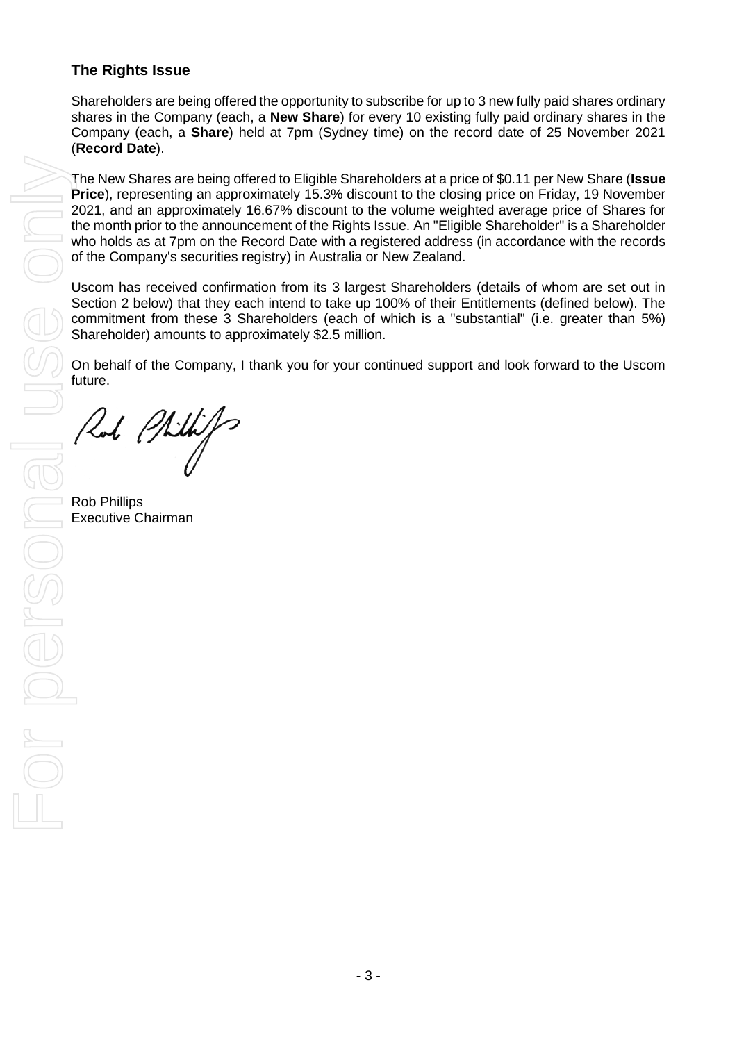## The Rights Issue

Shareholders are being offered the opportunity to subscribe for up to 3 new fully paid shares ordinary shares in the Company (each, a **New Share**) for every 10 existing fully paid ordinary shares in the Company (each, a **Share**) held at 7pm (Sydney time) on the record date of 25 November 2021 (**Record Date**).

The New Shares are being offered to Eligible Shareholders at a price of $0.11 per New Share (**Issue Price**), representing an approximately 15.3% discount to the closing price on Friday, 19 November 2021, and an approximately 16.67% discount to the volume weighted average price of Shares for the month prior to the announcement of the Rights Issue. An "Eligible Shareholder" is a Shareholder who holds as at 7pm on the Record Date with a registered address (in accordance with the records of the Company's securities registry) in Australia or New Zealand.

Uscom has received confirmation from its 3 largest Shareholders (details of whom are set out in Section 2 below) that they each intend to take up 100% of their Entitlements (defined below). The commitment from these 3 Shareholders (each of which is a "substantial" (i.e. greater than 5%) Shareholder) amounts to approximately $2.5 million.

On behalf of the Company, I thank you for your continued support and look forward to the Uscom future.

Rob Phillips
Executive Chairman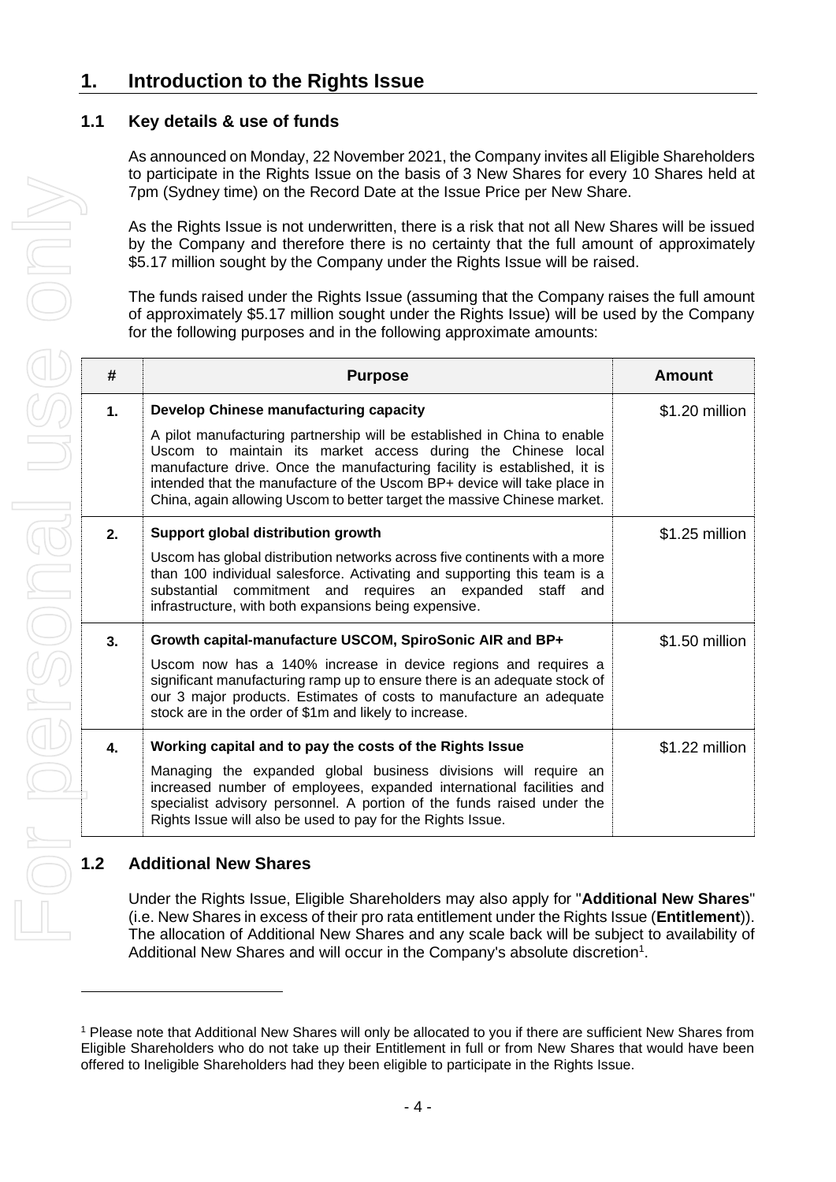# 1. Introduction to the Rights Issue

## 1.1 Key details & use of funds

As announced on Monday, 22 November 2021, the Company invites all Eligible Shareholders to participate in the Rights Issue on the basis of 3 New Shares for every 10 Shares held at 7pm (Sydney time) on the Record Date at the Issue Price per New Share.

As the Rights Issue is not underwritten, there is a risk that not all New Shares will be issued by the Company and therefore there is no certainty that the full amount of approximately $5.17 million sought by the Company under the Rights Issue will be raised.

The funds raised under the Rights Issue (assuming that the Company raises the full amount of approximately $5.17 million sought under the Rights Issue) will be used by the Company for the following purposes and in the following approximate amounts:

| # | Purpose | Amount |
|---|---|---|
| 1. | **Develop Chinese manufacturing capacity**<br><br>A pilot manufacturing partnership will be established in China to enable Uscom to maintain its market access during the Chinese local manufacture drive. Once the manufacturing facility is established, it is intended that the manufacture of the Uscom BP+ device will take place in China, again allowing Uscom to better target the massive Chinese market. | $1.20 million |
| 2. | **Support global distribution growth**<br><br>Uscom has global distribution networks across five continents with a more than 100 individual salesforce. Activating and supporting this team is a substantial commitment and requires an expanded staff and infrastructure, with both expansions being expensive. | $1.25 million |
| 3. | **Growth capital-manufacture USCOM, SpiroSonic AIR and BP+**<br><br>Uscom now has a 140% increase in device regions and requires a significant manufacturing ramp up to ensure there is an adequate stock of our 3 major products. Estimates of costs to manufacture an adequate stock are in the order of $1m and likely to increase. | $1.50 million |
| 4. | **Working capital and to pay the costs of the Rights Issue**<br><br>Managing the expanded global business divisions will require an increased number of employees, expanded international facilities and specialist advisory personnel. A portion of the funds raised under the Rights Issue will also be used to pay for the Rights Issue. | $1.22 million |

## 1.2 Additional New Shares

Under the Rights Issue, Eligible Shareholders may also apply for "**Additional New Shares**" (i.e. New Shares in excess of their pro rata entitlement under the Rights Issue (**Entitlement**)). The allocation of Additional New Shares and any scale back will be subject to availability of Additional New Shares and will occur in the Company's absolute discretion[1].

[1] Please note that Additional New Shares will only be allocated to you if there are sufficient New Shares from Eligible Shareholders who do not take up their Entitlement in full or from New Shares that would have been offered to Ineligible Shareholders had they been eligible to participate in the Rights Issue.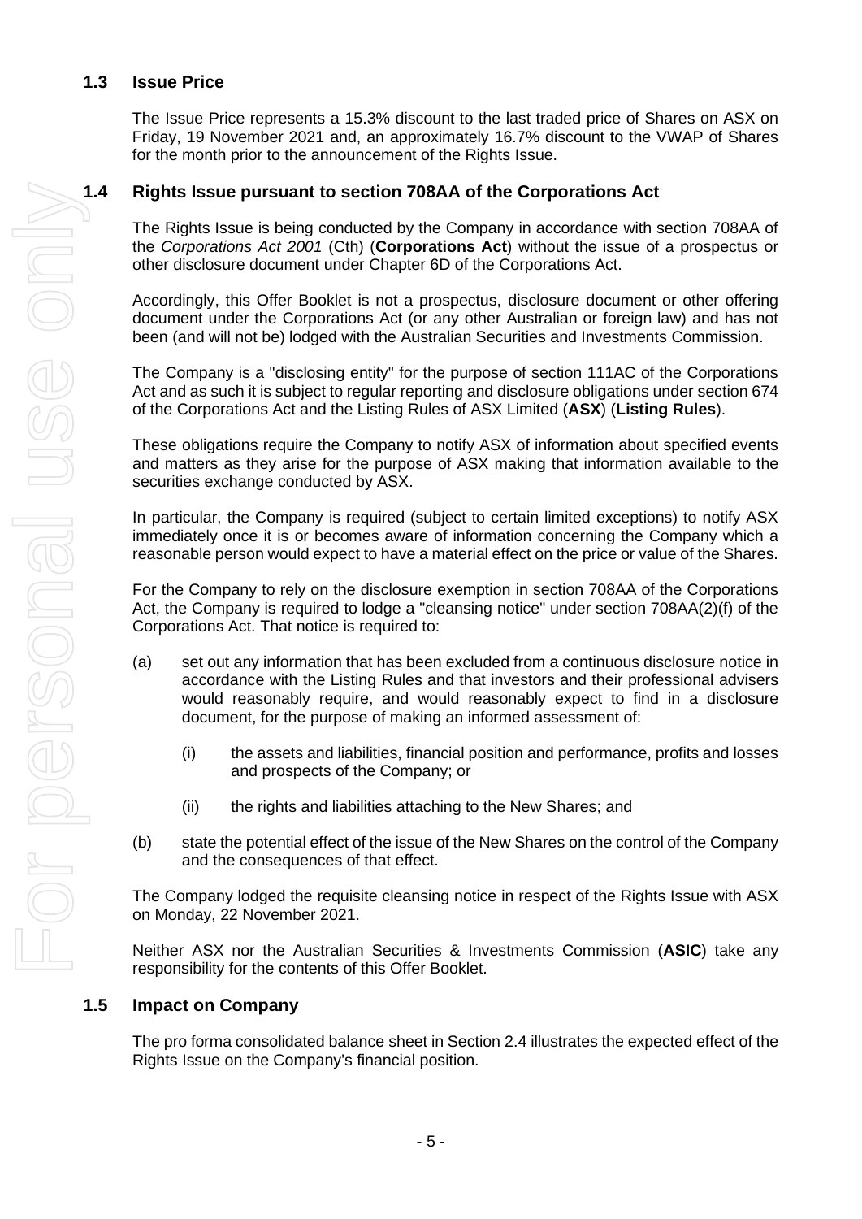## 1.3 Issue Price

The Issue Price represents a 15.3% discount to the last traded price of Shares on ASX on Friday, 19 November 2021 and, an approximately 16.7% discount to the VWAP of Shares for the month prior to the announcement of the Rights Issue.

## 1.4 Rights Issue pursuant to section 708AA of the Corporations Act

The Rights Issue is being conducted by the Company in accordance with section 708AA of the *Corporations Act 2001* (Cth) (**Corporations Act**) without the issue of a prospectus or other disclosure document under Chapter 6D of the Corporations Act.

Accordingly, this Offer Booklet is not a prospectus, disclosure document or other offering document under the Corporations Act (or any other Australian or foreign law) and has not been (and will not be) lodged with the Australian Securities and Investments Commission.

The Company is a "disclosing entity" for the purpose of section 111AC of the Corporations Act and as such it is subject to regular reporting and disclosure obligations under section 674 of the Corporations Act and the Listing Rules of ASX Limited (**ASX**) (**Listing Rules**).

These obligations require the Company to notify ASX of information about specified events and matters as they arise for the purpose of ASX making that information available to the securities exchange conducted by ASX.

In particular, the Company is required (subject to certain limited exceptions) to notify ASX immediately once it is or becomes aware of information concerning the Company which a reasonable person would expect to have a material effect on the price or value of the Shares.

For the Company to rely on the disclosure exemption in section 708AA of the Corporations Act, the Company is required to lodge a "cleansing notice" under section 708AA(2)(f) of the Corporations Act. That notice is required to:

(a) set out any information that has been excluded from a continuous disclosure notice in accordance with the Listing Rules and that investors and their professional advisers would reasonably require, and would reasonably expect to find in a disclosure document, for the purpose of making an informed assessment of:

  (i) the assets and liabilities, financial position and performance, profits and losses and prospects of the Company; or

  (ii) the rights and liabilities attaching to the New Shares; and

(b) state the potential effect of the issue of the New Shares on the control of the Company and the consequences of that effect.

The Company lodged the requisite cleansing notice in respect of the Rights Issue with ASX on Monday, 22 November 2021.

Neither ASX nor the Australian Securities & Investments Commission (**ASIC**) take any responsibility for the contents of this Offer Booklet.

## 1.5 Impact on Company

The pro forma consolidated balance sheet in Section 2.4 illustrates the expected effect of the Rights Issue on the Company's financial position.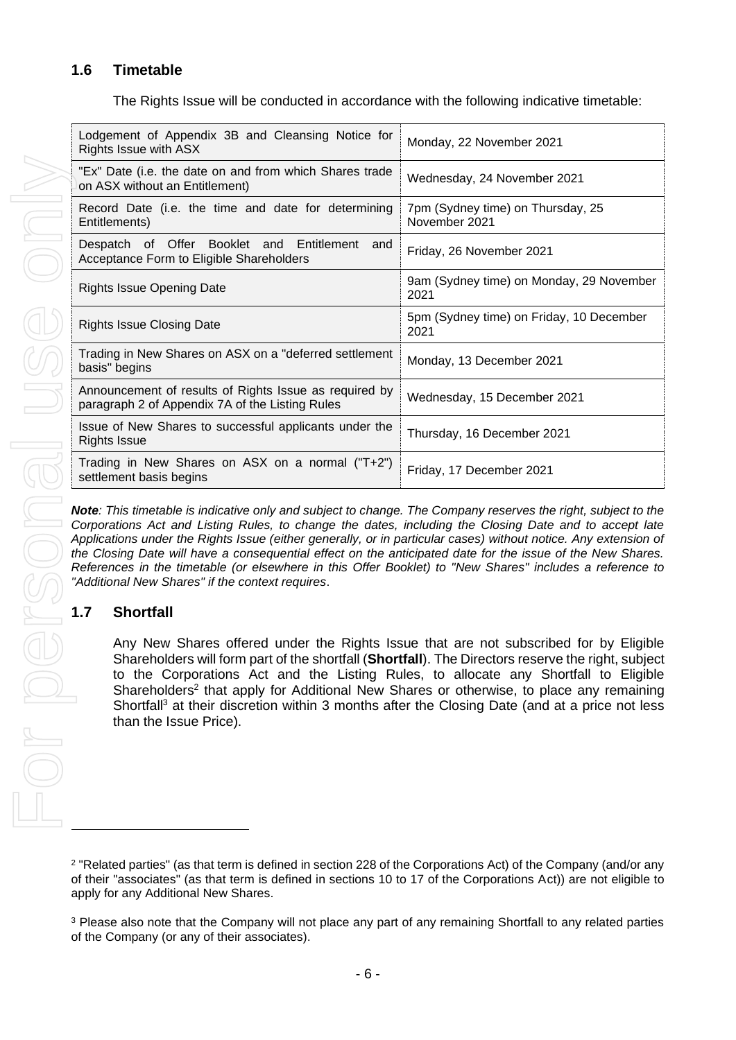## 1.6 Timetable

The Rights Issue will be conducted in accordance with the following indicative timetable:

| Event | Date |
| --- | --- |
| Lodgement of Appendix 3B and Cleansing Notice for Rights Issue with ASX | Monday, 22 November 2021 |
| "Ex" Date (i.e. the date on and from which Shares trade on ASX without an Entitlement) | Wednesday, 24 November 2021 |
| Record Date (i.e. the time and date for determining Entitlements) | 7pm (Sydney time) on Thursday, 25 November 2021 |
| Despatch of Offer Booklet and Entitlement and Acceptance Form to Eligible Shareholders | Friday, 26 November 2021 |
| Rights Issue Opening Date | 9am (Sydney time) on Monday, 29 November 2021 |
| Rights Issue Closing Date | 5pm (Sydney time) on Friday, 10 December 2021 |
| Trading in New Shares on ASX on a "deferred settlement basis" begins | Monday, 13 December 2021 |
| Announcement of results of Rights Issue as required by paragraph 2 of Appendix 7A of the Listing Rules | Wednesday, 15 December 2021 |
| Issue of New Shares to successful applicants under the Rights Issue | Thursday, 16 December 2021 |
| Trading in New Shares on ASX on a normal ("T+2") settlement basis begins | Friday, 17 December 2021 |

***Note**: This timetable is indicative only and subject to change. The Company reserves the right, subject to the Corporations Act and Listing Rules, to change the dates, including the Closing Date and to accept late Applications under the Rights Issue (either generally, or in particular cases) without notice. Any extension of the Closing Date will have a consequential effect on the anticipated date for the issue of the New Shares. References in the timetable (or elsewhere in this Offer Booklet) to "New Shares" includes a reference to "Additional New Shares" if the context requires*.

## 1.7 Shortfall

Any New Shares offered under the Rights Issue that are not subscribed for by Eligible Shareholders will form part of the shortfall (**Shortfall**). The Directors reserve the right, subject to the Corporations Act and the Listing Rules, to allocate any Shortfall to Eligible Shareholders[2] that apply for Additional New Shares or otherwise, to place any remaining Shortfall[3] at their discretion within 3 months after the Closing Date (and at a price not less than the Issue Price).

[2] "Related parties" (as that term is defined in section 228 of the Corporations Act) of the Company (and/or any of their "associates" (as that term is defined in sections 10 to 17 of the Corporations Act)) are not eligible to apply for any Additional New Shares.

[3] Please also note that the Company will not place any part of any remaining Shortfall to any related parties of the Company (or any of their associates).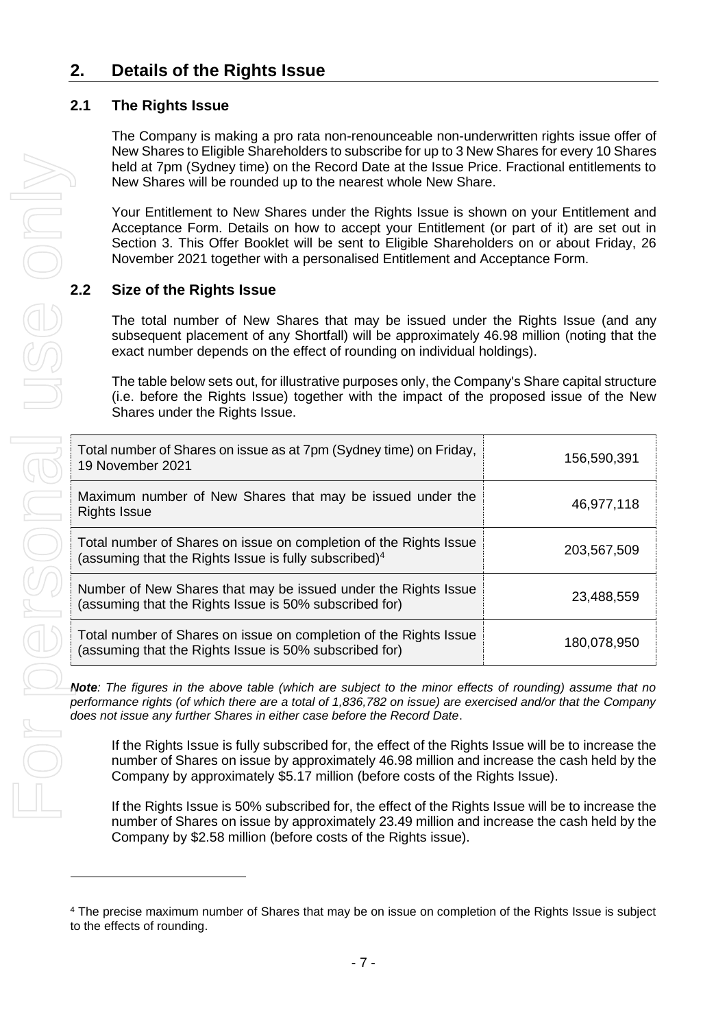## 2. Details of the Rights Issue

### 2.1 The Rights Issue

The Company is making a pro rata non-renounceable non-underwritten rights issue offer of New Shares to Eligible Shareholders to subscribe for up to 3 New Shares for every 10 Shares held at 7pm (Sydney time) on the Record Date at the Issue Price. Fractional entitlements to New Shares will be rounded up to the nearest whole New Share.

Your Entitlement to New Shares under the Rights Issue is shown on your Entitlement and Acceptance Form. Details on how to accept your Entitlement (or part of it) are set out in Section 3. This Offer Booklet will be sent to Eligible Shareholders on or about Friday, 26 November 2021 together with a personalised Entitlement and Acceptance Form.

### 2.2 Size of the Rights Issue

The total number of New Shares that may be issued under the Rights Issue (and any subsequent placement of any Shortfall) will be approximately 46.98 million (noting that the exact number depends on the effect of rounding on individual holdings).

The table below sets out, for illustrative purposes only, the Company's Share capital structure (i.e. before the Rights Issue) together with the impact of the proposed issue of the New Shares under the Rights Issue.

| | |
|---|---|
| Total number of Shares on issue as at 7pm (Sydney time) on Friday, 19 November 2021 | 156,590,391 |
| Maximum number of New Shares that may be issued under the Rights Issue | 46,977,118 |
| Total number of Shares on issue on completion of the Rights Issue (assuming that the Rights Issue is fully subscribed)[4] | 203,567,509 |
| Number of New Shares that may be issued under the Rights Issue (assuming that the Rights Issue is 50% subscribed for) | 23,488,559 |
| Total number of Shares on issue on completion of the Rights Issue (assuming that the Rights Issue is 50% subscribed for) | 180,078,950 |

***Note**: The figures in the above table (which are subject to the minor effects of rounding) assume that no performance rights (of which there are a total of 1,836,782 on issue) are exercised and/or that the Company does not issue any further Shares in either case before the Record Date*.

If the Rights Issue is fully subscribed for, the effect of the Rights Issue will be to increase the number of Shares on issue by approximately 46.98 million and increase the cash held by the Company by approximately $5.17 million (before costs of the Rights Issue).

If the Rights Issue is 50% subscribed for, the effect of the Rights Issue will be to increase the number of Shares on issue by approximately 23.49 million and increase the cash held by the Company by $2.58 million (before costs of the Rights issue).

---

[4] The precise maximum number of Shares that may be on issue on completion of the Rights Issue is subject to the effects of rounding.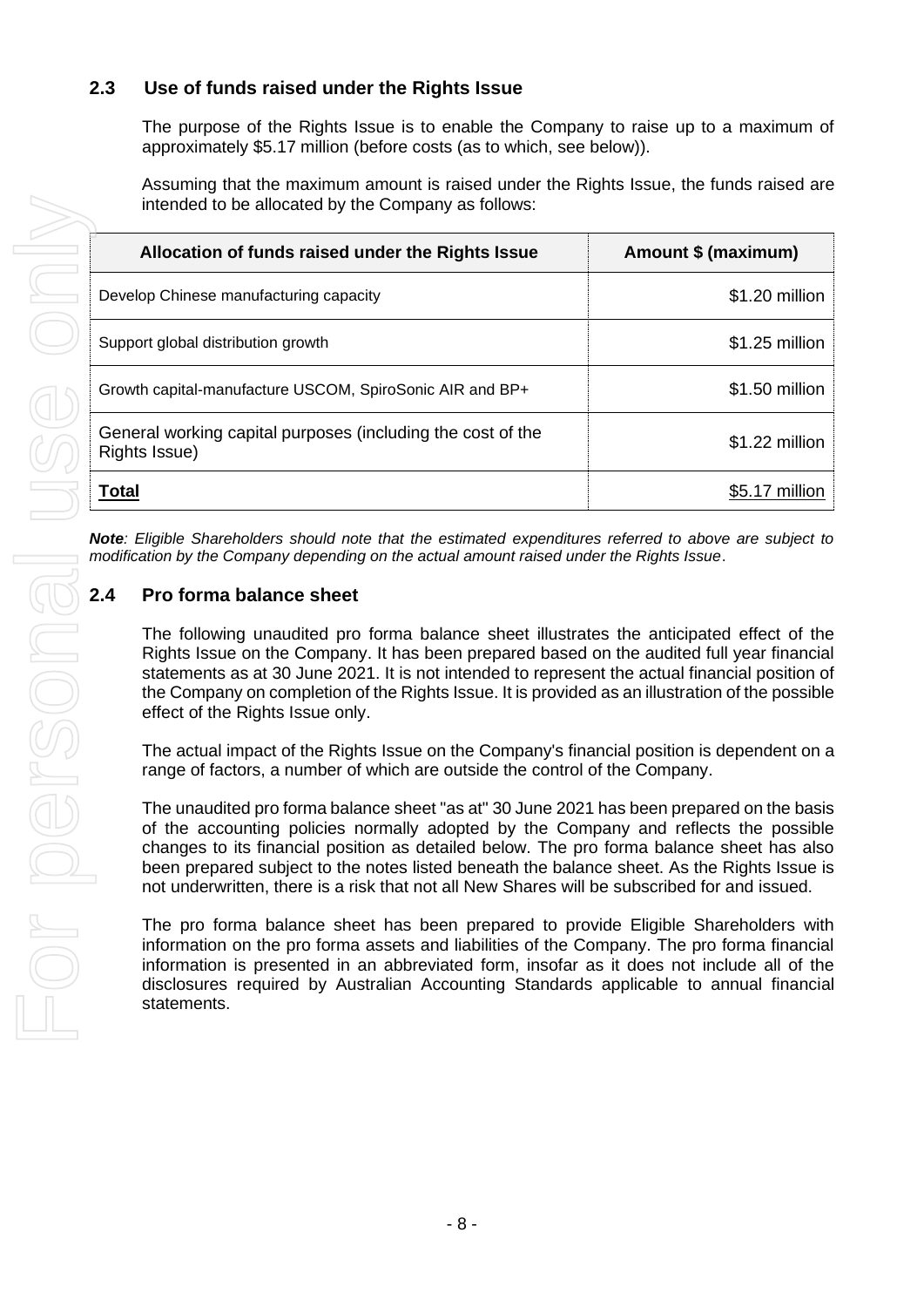## 2.3 Use of funds raised under the Rights Issue

The purpose of the Rights Issue is to enable the Company to raise up to a maximum of approximately $5.17 million (before costs (as to which, see below)).

Assuming that the maximum amount is raised under the Rights Issue, the funds raised are intended to be allocated by the Company as follows:

| Allocation of funds raised under the Rights Issue | Amount $ (maximum) |
|---|---|
| Develop Chinese manufacturing capacity | $1.20 million |
| Support global distribution growth | $1.25 million |
| Growth capital-manufacture USCOM, SpiroSonic AIR and BP+ | $1.50 million |
| General working capital purposes (including the cost of the Rights Issue) | $1.22 million |
| **Total** | $5.17 million |

***Note**: Eligible Shareholders should note that the estimated expenditures referred to above are subject to modification by the Company depending on the actual amount raised under the Rights Issue.*

## 2.4 Pro forma balance sheet

The following unaudited pro forma balance sheet illustrates the anticipated effect of the Rights Issue on the Company. It has been prepared based on the audited full year financial statements as at 30 June 2021. It is not intended to represent the actual financial position of the Company on completion of the Rights Issue. It is provided as an illustration of the possible effect of the Rights Issue only.

The actual impact of the Rights Issue on the Company's financial position is dependent on a range of factors, a number of which are outside the control of the Company.

The unaudited pro forma balance sheet "as at" 30 June 2021 has been prepared on the basis of the accounting policies normally adopted by the Company and reflects the possible changes to its financial position as detailed below. The pro forma balance sheet has also been prepared subject to the notes listed beneath the balance sheet. As the Rights Issue is not underwritten, there is a risk that not all New Shares will be subscribed for and issued.

The pro forma balance sheet has been prepared to provide Eligible Shareholders with information on the pro forma assets and liabilities of the Company. The pro forma financial information is presented in an abbreviated form, insofar as it does not include all of the disclosures required by Australian Accounting Standards applicable to annual financial statements.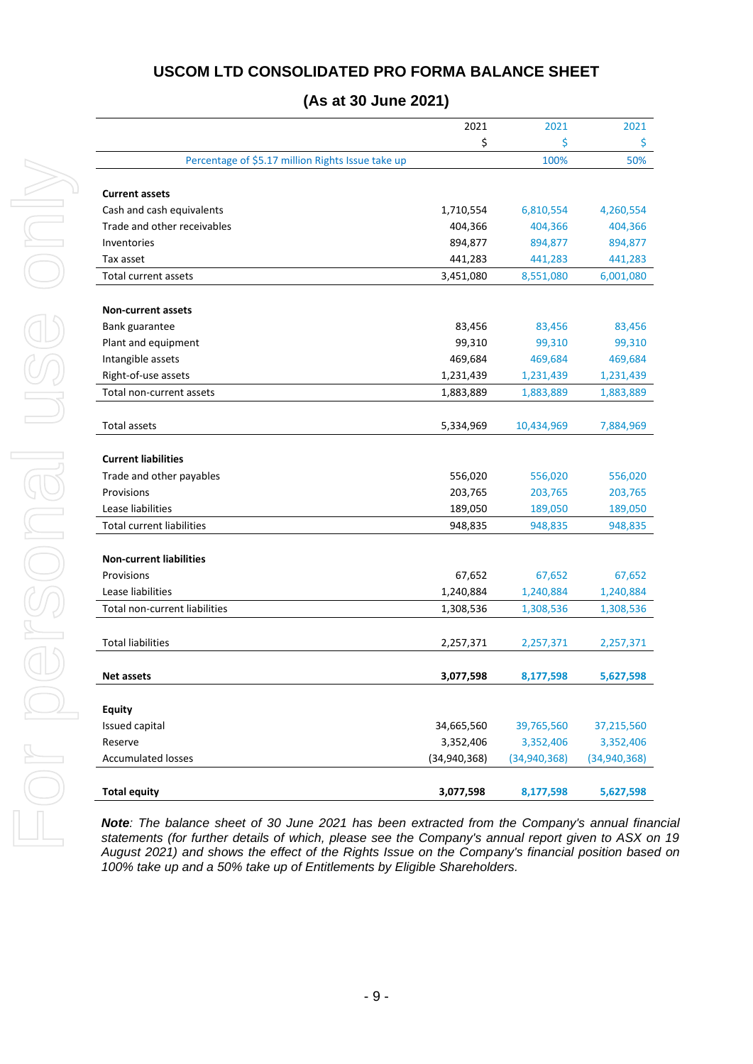# USCOM LTD CONSOLIDATED PRO FORMA BALANCE SHEET

## (As at 30 June 2021)

| | 2021 | 2021 | 2021 |
|---|---|---|---|
| | $ | $ | $ |
| Percentage of $5.17 million Rights Issue take up | | 100% | 50% |
| **Current assets** | | | |
| Cash and cash equivalents | 1,710,554 | 6,810,554 | 4,260,554 |
| Trade and other receivables | 404,366 | 404,366 | 404,366 |
| Inventories | 894,877 | 894,877 | 894,877 |
| Tax asset | 441,283 | 441,283 | 441,283 |
| Total current assets | 3,451,080 | 8,551,080 | 6,001,080 |
| **Non-current assets** | | | |
| Bank guarantee | 83,456 | 83,456 | 83,456 |
| Plant and equipment | 99,310 | 99,310 | 99,310 |
| Intangible assets | 469,684 | 469,684 | 469,684 |
| Right-of-use assets | 1,231,439 | 1,231,439 | 1,231,439 |
| Total non-current assets | 1,883,889 | 1,883,889 | 1,883,889 |
| Total assets | 5,334,969 | 10,434,969 | 7,884,969 |
| **Current liabilities** | | | |
| Trade and other payables | 556,020 | 556,020 | 556,020 |
| Provisions | 203,765 | 203,765 | 203,765 |
| Lease liabilities | 189,050 | 189,050 | 189,050 |
| Total current liabilities | 948,835 | 948,835 | 948,835 |
| **Non-current liabilities** | | | |
| Provisions | 67,652 | 67,652 | 67,652 |
| Lease liabilities | 1,240,884 | 1,240,884 | 1,240,884 |
| Total non-current liabilities | 1,308,536 | 1,308,536 | 1,308,536 |
| Total liabilities | 2,257,371 | 2,257,371 | 2,257,371 |
| **Net assets** | **3,077,598** | **8,177,598** | **5,627,598** |
| **Equity** | | | |
| Issued capital | 34,665,560 | 39,765,560 | 37,215,560 |
| Reserve | 3,352,406 | 3,352,406 | 3,352,406 |
| Accumulated losses | (34,940,368) | (34,940,368) | (34,940,368) |
| **Total equity** | **3,077,598** | **8,177,598** | **5,627,598** |

***Note**: The balance sheet of 30 June 2021 has been extracted from the Company's annual financial statements (for further details of which, please see the Company's annual report given to ASX on 19 August 2021) and shows the effect of the Rights Issue on the Company's financial position based on 100% take up and a 50% take up of Entitlements by Eligible Shareholders.*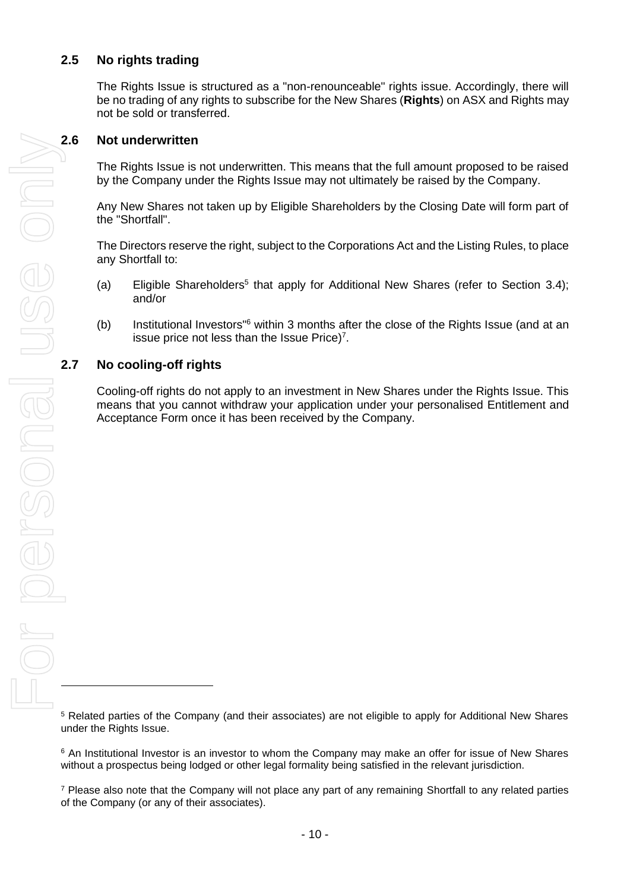## 2.5 No rights trading

The Rights Issue is structured as a "non-renounceable" rights issue. Accordingly, there will be no trading of any rights to subscribe for the New Shares (**Rights**) on ASX and Rights may not be sold or transferred.

## 2.6 Not underwritten

The Rights Issue is not underwritten. This means that the full amount proposed to be raised by the Company under the Rights Issue may not ultimately be raised by the Company.

Any New Shares not taken up by Eligible Shareholders by the Closing Date will form part of the "Shortfall".

The Directors reserve the right, subject to the Corporations Act and the Listing Rules, to place any Shortfall to:

(a) Eligible Shareholders[5] that apply for Additional New Shares (refer to Section 3.4); and/or

(b) Institutional Investors"[6] within 3 months after the close of the Rights Issue (and at an issue price not less than the Issue Price)[7].

## 2.7 No cooling-off rights

Cooling-off rights do not apply to an investment in New Shares under the Rights Issue. This means that you cannot withdraw your application under your personalised Entitlement and Acceptance Form once it has been received by the Company.

---

[5] Related parties of the Company (and their associates) are not eligible to apply for Additional New Shares under the Rights Issue.

[6] An Institutional Investor is an investor to whom the Company may make an offer for issue of New Shares without a prospectus being lodged or other legal formality being satisfied in the relevant jurisdiction.

[7] Please also note that the Company will not place any part of any remaining Shortfall to any related parties of the Company (or any of their associates).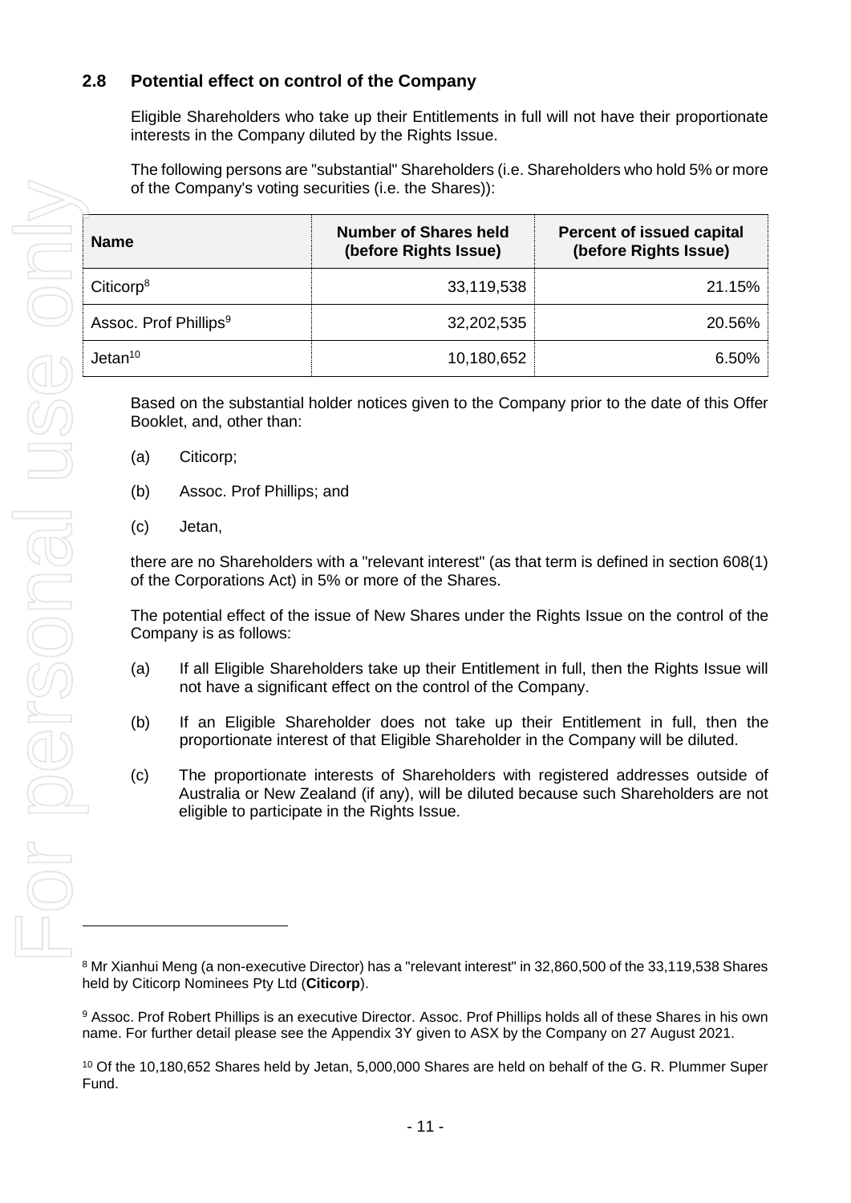## 2.8 Potential effect on control of the Company

Eligible Shareholders who take up their Entitlements in full will not have their proportionate interests in the Company diluted by the Rights Issue.

The following persons are "substantial" Shareholders (i.e. Shareholders who hold 5% or more of the Company's voting securities (i.e. the Shares)):

| Name | Number of Shares held (before Rights Issue) | Percent of issued capital (before Rights Issue) |
|---|---|---|
| Citicorp[8] | 33,119,538 | 21.15% |
| Assoc. Prof Phillips[9] | 32,202,535 | 20.56% |
| Jetan[10] | 10,180,652 | 6.50% |

Based on the substantial holder notices given to the Company prior to the date of this Offer Booklet, and, other than:

(a) Citicorp;

(b) Assoc. Prof Phillips; and

(c) Jetan,

there are no Shareholders with a "relevant interest" (as that term is defined in section 608(1) of the Corporations Act) in 5% or more of the Shares.

The potential effect of the issue of New Shares under the Rights Issue on the control of the Company is as follows:

(a) If all Eligible Shareholders take up their Entitlement in full, then the Rights Issue will not have a significant effect on the control of the Company.

(b) If an Eligible Shareholder does not take up their Entitlement in full, then the proportionate interest of that Eligible Shareholder in the Company will be diluted.

(c) The proportionate interests of Shareholders with registered addresses outside of Australia or New Zealand (if any), will be diluted because such Shareholders are not eligible to participate in the Rights Issue.

---

[8] Mr Xianhui Meng (a non-executive Director) has a "relevant interest" in 32,860,500 of the 33,119,538 Shares held by Citicorp Nominees Pty Ltd (**Citicorp**).

[9] Assoc. Prof Robert Phillips is an executive Director. Assoc. Prof Phillips holds all of these Shares in his own name. For further detail please see the Appendix 3Y given to ASX by the Company on 27 August 2021.

[10] Of the 10,180,652 Shares held by Jetan, 5,000,000 Shares are held on behalf of the G. R. Plummer Super Fund.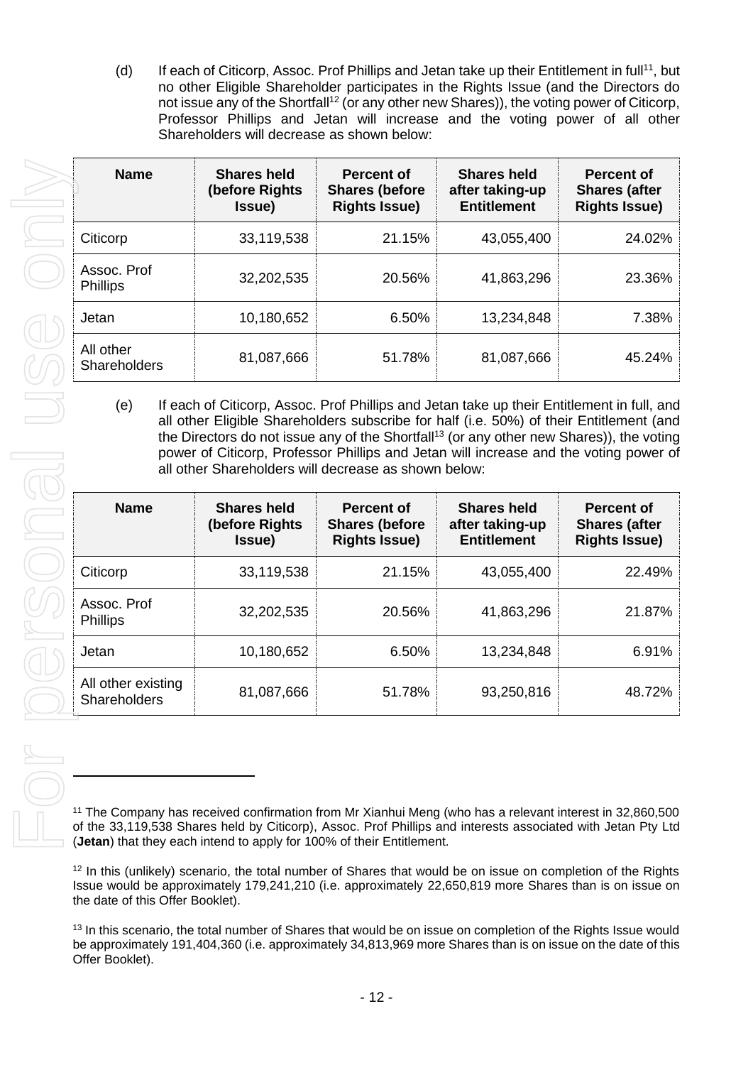(d) If each of Citicorp, Assoc. Prof Phillips and Jetan take up their Entitlement in full[11], but no other Eligible Shareholder participates in the Rights Issue (and the Directors do not issue any of the Shortfall[12] (or any other new Shares)), the voting power of Citicorp, Professor Phillips and Jetan will increase and the voting power of all other Shareholders will decrease as shown below:

| Name | Shares held (before Rights Issue) | Percent of Shares (before Rights Issue) | Shares held after taking-up Entitlement | Percent of Shares (after Rights Issue) |
|---|---|---|---|---|
| Citicorp | 33,119,538 | 21.15% | 43,055,400 | 24.02% |
| Assoc. Prof Phillips | 32,202,535 | 20.56% | 41,863,296 | 23.36% |
| Jetan | 10,180,652 | 6.50% | 13,234,848 | 7.38% |
| All other Shareholders | 81,087,666 | 51.78% | 81,087,666 | 45.24% |

(e) If each of Citicorp, Assoc. Prof Phillips and Jetan take up their Entitlement in full, and all other Eligible Shareholders subscribe for half (i.e. 50%) of their Entitlement (and the Directors do not issue any of the Shortfall[13] (or any other new Shares)), the voting power of Citicorp, Professor Phillips and Jetan will increase and the voting power of all other Shareholders will decrease as shown below:

| Name | Shares held (before Rights Issue) | Percent of Shares (before Rights Issue) | Shares held after taking-up Entitlement | Percent of Shares (after Rights Issue) |
|---|---|---|---|---|
| Citicorp | 33,119,538 | 21.15% | 43,055,400 | 22.49% |
| Assoc. Prof Phillips | 32,202,535 | 20.56% | 41,863,296 | 21.87% |
| Jetan | 10,180,652 | 6.50% | 13,234,848 | 6.91% |
| All other existing Shareholders | 81,087,666 | 51.78% | 93,250,816 | 48.72% |

[11] The Company has received confirmation from Mr Xianhui Meng (who has a relevant interest in 32,860,500 of the 33,119,538 Shares held by Citicorp), Assoc. Prof Phillips and interests associated with Jetan Pty Ltd (**Jetan**) that they each intend to apply for 100% of their Entitlement.

[12] In this (unlikely) scenario, the total number of Shares that would be on issue on completion of the Rights Issue would be approximately 179,241,210 (i.e. approximately 22,650,819 more Shares than is on issue on the date of this Offer Booklet).

[13] In this scenario, the total number of Shares that would be on issue on completion of the Rights Issue would be approximately 191,404,360 (i.e. approximately 34,813,969 more Shares than is on issue on the date of this Offer Booklet).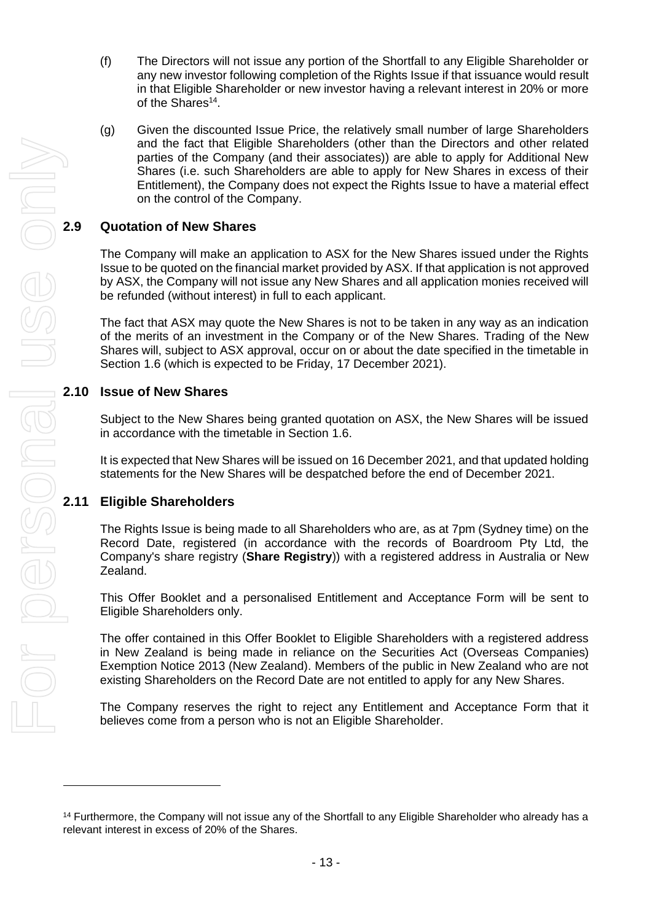(f) The Directors will not issue any portion of the Shortfall to any Eligible Shareholder or any new investor following completion of the Rights Issue if that issuance would result in that Eligible Shareholder or new investor having a relevant interest in 20% or more of the Shares[14].

(g) Given the discounted Issue Price, the relatively small number of large Shareholders and the fact that Eligible Shareholders (other than the Directors and other related parties of the Company (and their associates)) are able to apply for Additional New Shares (i.e. such Shareholders are able to apply for New Shares in excess of their Entitlement), the Company does not expect the Rights Issue to have a material effect on the control of the Company.

## 2.9 Quotation of New Shares

The Company will make an application to ASX for the New Shares issued under the Rights Issue to be quoted on the financial market provided by ASX. If that application is not approved by ASX, the Company will not issue any New Shares and all application monies received will be refunded (without interest) in full to each applicant.

The fact that ASX may quote the New Shares is not to be taken in any way as an indication of the merits of an investment in the Company or of the New Shares. Trading of the New Shares will, subject to ASX approval, occur on or about the date specified in the timetable in Section 1.6 (which is expected to be Friday, 17 December 2021).

## 2.10 Issue of New Shares

Subject to the New Shares being granted quotation on ASX, the New Shares will be issued in accordance with the timetable in Section 1.6.

It is expected that New Shares will be issued on 16 December 2021, and that updated holding statements for the New Shares will be despatched before the end of December 2021.

## 2.11 Eligible Shareholders

The Rights Issue is being made to all Shareholders who are, as at 7pm (Sydney time) on the Record Date, registered (in accordance with the records of Boardroom Pty Ltd, the Company's share registry (**Share Registry**)) with a registered address in Australia or New Zealand.

This Offer Booklet and a personalised Entitlement and Acceptance Form will be sent to Eligible Shareholders only.

The offer contained in this Offer Booklet to Eligible Shareholders with a registered address in New Zealand is being made in reliance on the Securities Act (Overseas Companies) Exemption Notice 2013 (New Zealand). Members of the public in New Zealand who are not existing Shareholders on the Record Date are not entitled to apply for any New Shares.

The Company reserves the right to reject any Entitlement and Acceptance Form that it believes come from a person who is not an Eligible Shareholder.

---

[14] Furthermore, the Company will not issue any of the Shortfall to any Eligible Shareholder who already has a relevant interest in excess of 20% of the Shares.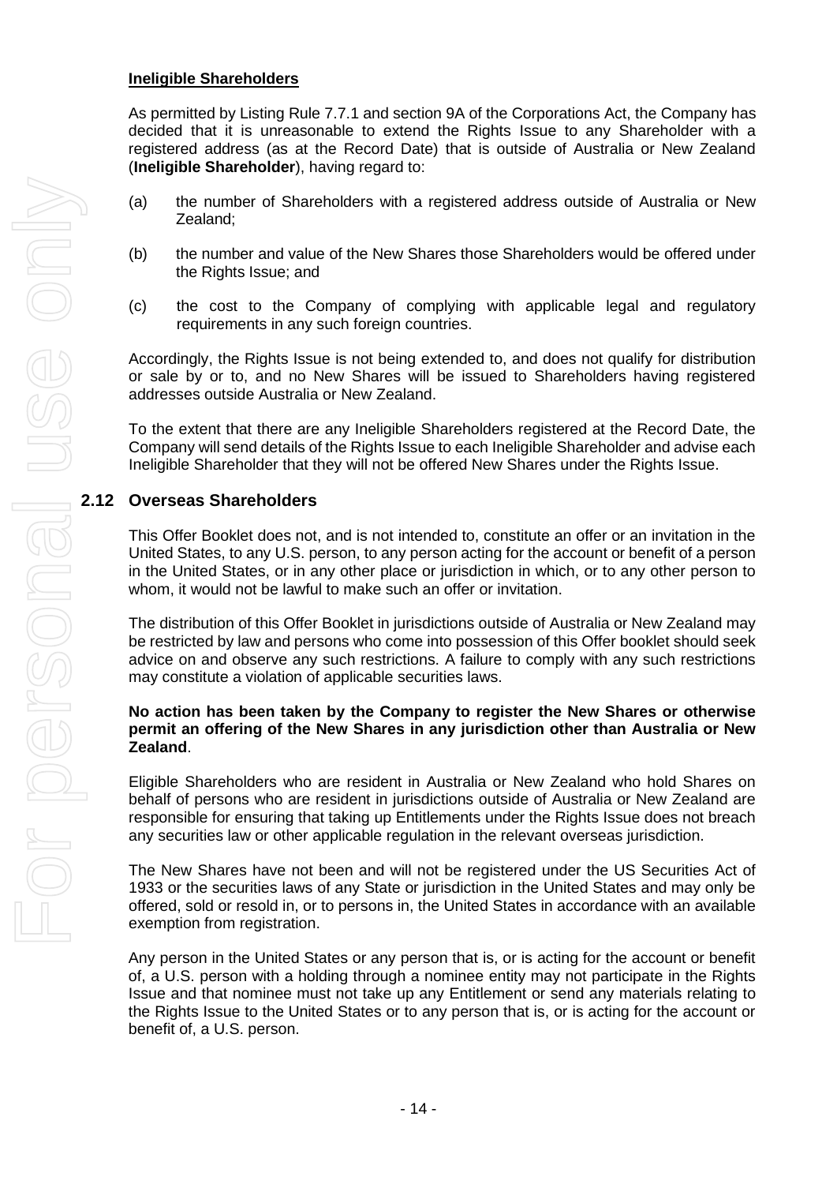**Ineligible Shareholders**

As permitted by Listing Rule 7.7.1 and section 9A of the Corporations Act, the Company has decided that it is unreasonable to extend the Rights Issue to any Shareholder with a registered address (as at the Record Date) that is outside of Australia or New Zealand (**Ineligible Shareholder**), having regard to:

(a) the number of Shareholders with a registered address outside of Australia or New Zealand;

(b) the number and value of the New Shares those Shareholders would be offered under the Rights Issue; and

(c) the cost to the Company of complying with applicable legal and regulatory requirements in any such foreign countries.

Accordingly, the Rights Issue is not being extended to, and does not qualify for distribution or sale by or to, and no New Shares will be issued to Shareholders having registered addresses outside Australia or New Zealand.

To the extent that there are any Ineligible Shareholders registered at the Record Date, the Company will send details of the Rights Issue to each Ineligible Shareholder and advise each Ineligible Shareholder that they will not be offered New Shares under the Rights Issue.

## 2.12 Overseas Shareholders

This Offer Booklet does not, and is not intended to, constitute an offer or an invitation in the United States, to any U.S. person, to any person acting for the account or benefit of a person in the United States, or in any other place or jurisdiction in which, or to any other person to whom, it would not be lawful to make such an offer or invitation.

The distribution of this Offer Booklet in jurisdictions outside of Australia or New Zealand may be restricted by law and persons who come into possession of this Offer booklet should seek advice on and observe any such restrictions. A failure to comply with any such restrictions may constitute a violation of applicable securities laws.

**No action has been taken by the Company to register the New Shares or otherwise permit an offering of the New Shares in any jurisdiction other than Australia or New Zealand**.

Eligible Shareholders who are resident in Australia or New Zealand who hold Shares on behalf of persons who are resident in jurisdictions outside of Australia or New Zealand are responsible for ensuring that taking up Entitlements under the Rights Issue does not breach any securities law or other applicable regulation in the relevant overseas jurisdiction.

The New Shares have not been and will not be registered under the US Securities Act of 1933 or the securities laws of any State or jurisdiction in the United States and may only be offered, sold or resold in, or to persons in, the United States in accordance with an available exemption from registration.

Any person in the United States or any person that is, or is acting for the account or benefit of, a U.S. person with a holding through a nominee entity may not participate in the Rights Issue and that nominee must not take up any Entitlement or send any materials relating to the Rights Issue to the United States or to any person that is, or is acting for the account or benefit of, a U.S. person.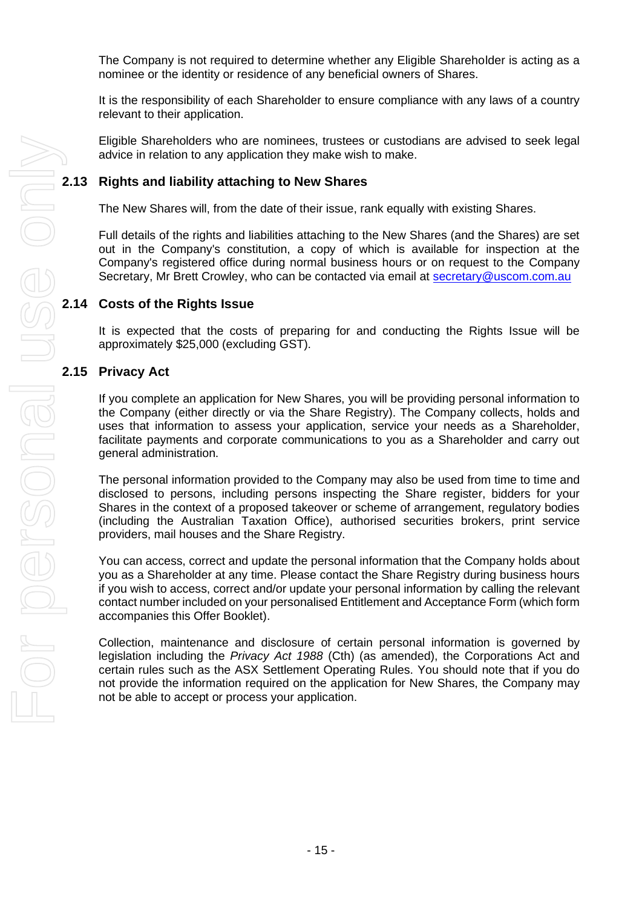The Company is not required to determine whether any Eligible Shareholder is acting as a nominee or the identity or residence of any beneficial owners of Shares.

It is the responsibility of each Shareholder to ensure compliance with any laws of a country relevant to their application.

Eligible Shareholders who are nominees, trustees or custodians are advised to seek legal advice in relation to any application they make wish to make.

## 2.13 Rights and liability attaching to New Shares

The New Shares will, from the date of their issue, rank equally with existing Shares.

Full details of the rights and liabilities attaching to the New Shares (and the Shares) are set out in the Company's constitution, a copy of which is available for inspection at the Company's registered office during normal business hours or on request to the Company Secretary, Mr Brett Crowley, who can be contacted via email at secretary@uscom.com.au

## 2.14 Costs of the Rights Issue

It is expected that the costs of preparing for and conducting the Rights Issue will be approximately $25,000 (excluding GST).

## 2.15 Privacy Act

If you complete an application for New Shares, you will be providing personal information to the Company (either directly or via the Share Registry). The Company collects, holds and uses that information to assess your application, service your needs as a Shareholder, facilitate payments and corporate communications to you as a Shareholder and carry out general administration.

The personal information provided to the Company may also be used from time to time and disclosed to persons, including persons inspecting the Share register, bidders for your Shares in the context of a proposed takeover or scheme of arrangement, regulatory bodies (including the Australian Taxation Office), authorised securities brokers, print service providers, mail houses and the Share Registry.

You can access, correct and update the personal information that the Company holds about you as a Shareholder at any time. Please contact the Share Registry during business hours if you wish to access, correct and/or update your personal information by calling the relevant contact number included on your personalised Entitlement and Acceptance Form (which form accompanies this Offer Booklet).

Collection, maintenance and disclosure of certain personal information is governed by legislation including the *Privacy Act 1988* (Cth) (as amended), the Corporations Act and certain rules such as the ASX Settlement Operating Rules. You should note that if you do not provide the information required on the application for New Shares, the Company may not be able to accept or process your application.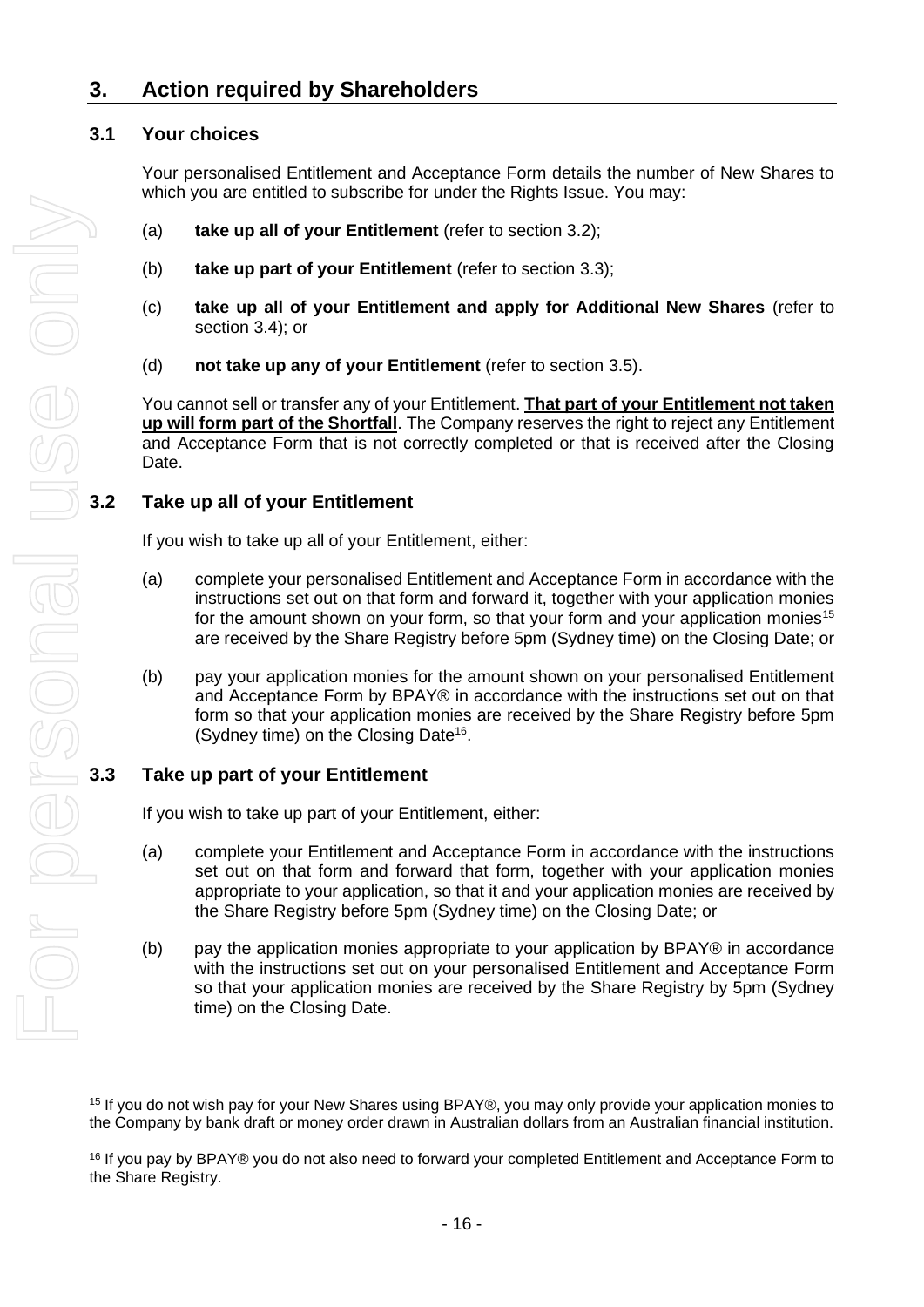# 3. Action required by Shareholders

## 3.1 Your choices

Your personalised Entitlement and Acceptance Form details the number of New Shares to which you are entitled to subscribe for under the Rights Issue. You may:

(a) **take up all of your Entitlement** (refer to section 3.2);

(b) **take up part of your Entitlement** (refer to section 3.3);

(c) **take up all of your Entitlement and apply for Additional New Shares** (refer to section 3.4); or

(d) **not take up any of your Entitlement** (refer to section 3.5).

You cannot sell or transfer any of your Entitlement. **That part of your Entitlement not taken up will form part of the Shortfall**. The Company reserves the right to reject any Entitlement and Acceptance Form that is not correctly completed or that is received after the Closing Date.

## 3.2 Take up all of your Entitlement

If you wish to take up all of your Entitlement, either:

(a) complete your personalised Entitlement and Acceptance Form in accordance with the instructions set out on that form and forward it, together with your application monies for the amount shown on your form, so that your form and your application monies[15] are received by the Share Registry before 5pm (Sydney time) on the Closing Date; or

(b) pay your application monies for the amount shown on your personalised Entitlement and Acceptance Form by BPAY® in accordance with the instructions set out on that form so that your application monies are received by the Share Registry before 5pm (Sydney time) on the Closing Date[16].

## 3.3 Take up part of your Entitlement

If you wish to take up part of your Entitlement, either:

(a) complete your Entitlement and Acceptance Form in accordance with the instructions set out on that form and forward that form, together with your application monies appropriate to your application, so that it and your application monies are received by the Share Registry before 5pm (Sydney time) on the Closing Date; or

(b) pay the application monies appropriate to your application by BPAY® in accordance with the instructions set out on your personalised Entitlement and Acceptance Form so that your application monies are received by the Share Registry by 5pm (Sydney time) on the Closing Date.

---

[15] If you do not wish pay for your New Shares using BPAY®, you may only provide your application monies to the Company by bank draft or money order drawn in Australian dollars from an Australian financial institution.

[16] If you pay by BPAY® you do not also need to forward your completed Entitlement and Acceptance Form to the Share Registry.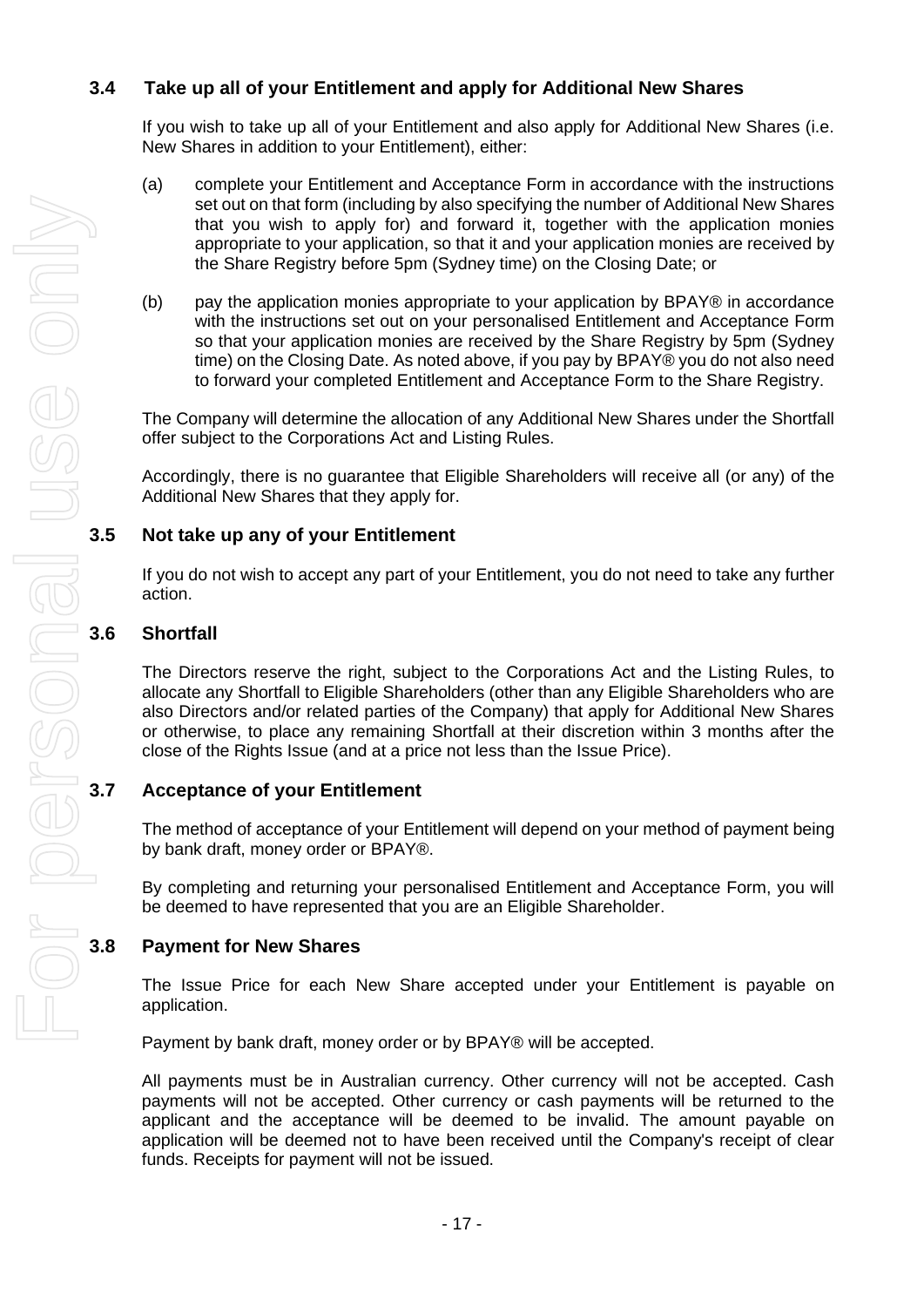### 3.4 Take up all of your Entitlement and apply for Additional New Shares

If you wish to take up all of your Entitlement and also apply for Additional New Shares (i.e. New Shares in addition to your Entitlement), either:

(a) complete your Entitlement and Acceptance Form in accordance with the instructions set out on that form (including by also specifying the number of Additional New Shares that you wish to apply for) and forward it, together with the application monies appropriate to your application, so that it and your application monies are received by the Share Registry before 5pm (Sydney time) on the Closing Date; or

(b) pay the application monies appropriate to your application by BPAY® in accordance with the instructions set out on your personalised Entitlement and Acceptance Form so that your application monies are received by the Share Registry by 5pm (Sydney time) on the Closing Date. As noted above, if you pay by BPAY® you do not also need to forward your completed Entitlement and Acceptance Form to the Share Registry.

The Company will determine the allocation of any Additional New Shares under the Shortfall offer subject to the Corporations Act and Listing Rules.

Accordingly, there is no guarantee that Eligible Shareholders will receive all (or any) of the Additional New Shares that they apply for.

### 3.5 Not take up any of your Entitlement

If you do not wish to accept any part of your Entitlement, you do not need to take any further action.

### 3.6 Shortfall

The Directors reserve the right, subject to the Corporations Act and the Listing Rules, to allocate any Shortfall to Eligible Shareholders (other than any Eligible Shareholders who are also Directors and/or related parties of the Company) that apply for Additional New Shares or otherwise, to place any remaining Shortfall at their discretion within 3 months after the close of the Rights Issue (and at a price not less than the Issue Price).

### 3.7 Acceptance of your Entitlement

The method of acceptance of your Entitlement will depend on your method of payment being by bank draft, money order or BPAY®.

By completing and returning your personalised Entitlement and Acceptance Form, you will be deemed to have represented that you are an Eligible Shareholder.

### 3.8 Payment for New Shares

The Issue Price for each New Share accepted under your Entitlement is payable on application.

Payment by bank draft, money order or by BPAY® will be accepted.

All payments must be in Australian currency. Other currency will not be accepted. Cash payments will not be accepted. Other currency or cash payments will be returned to the applicant and the acceptance will be deemed to be invalid. The amount payable on application will be deemed not to have been received until the Company's receipt of clear funds. Receipts for payment will not be issued.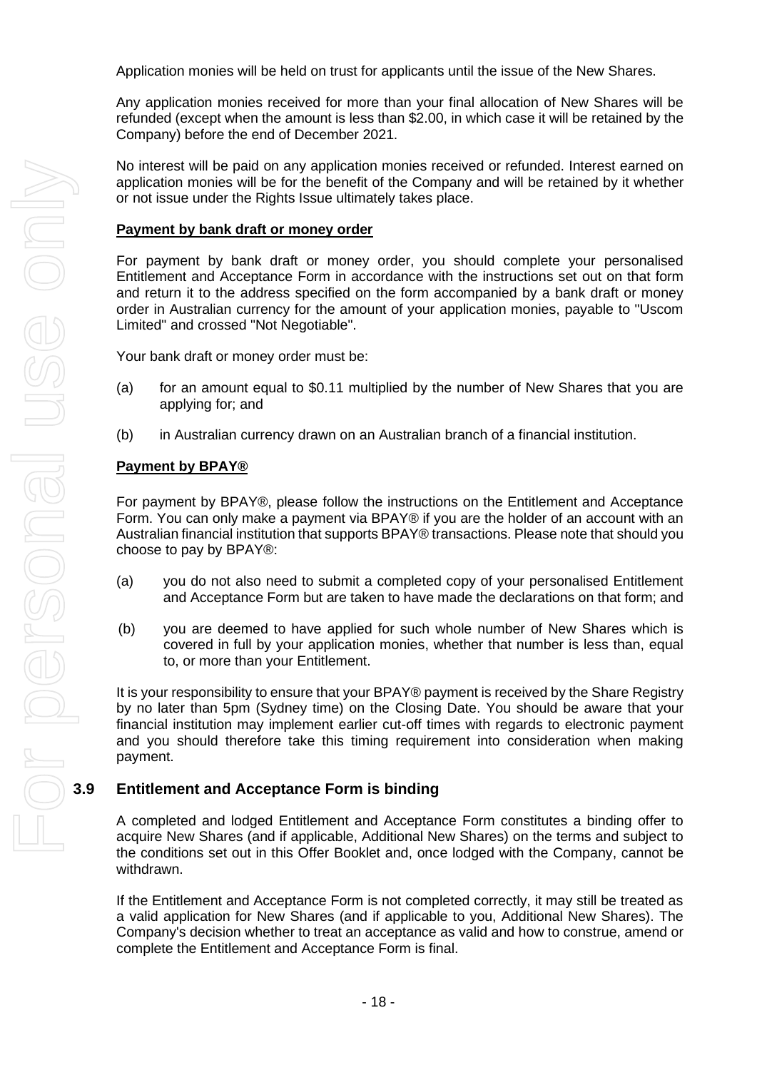Application monies will be held on trust for applicants until the issue of the New Shares.

Any application monies received for more than your final allocation of New Shares will be refunded (except when the amount is less than $2.00, in which case it will be retained by the Company) before the end of December 2021.

No interest will be paid on any application monies received or refunded. Interest earned on application monies will be for the benefit of the Company and will be retained by it whether or not issue under the Rights Issue ultimately takes place.

**Payment by bank draft or money order**

For payment by bank draft or money order, you should complete your personalised Entitlement and Acceptance Form in accordance with the instructions set out on that form and return it to the address specified on the form accompanied by a bank draft or money order in Australian currency for the amount of your application monies, payable to "Uscom Limited" and crossed "Not Negotiable".

Your bank draft or money order must be:

(a) for an amount equal to $0.11 multiplied by the number of New Shares that you are applying for; and

(b) in Australian currency drawn on an Australian branch of a financial institution.

**Payment by BPAY®**

For payment by BPAY®, please follow the instructions on the Entitlement and Acceptance Form. You can only make a payment via BPAY® if you are the holder of an account with an Australian financial institution that supports BPAY® transactions. Please note that should you choose to pay by BPAY®:

(a) you do not also need to submit a completed copy of your personalised Entitlement and Acceptance Form but are taken to have made the declarations on that form; and

(b) you are deemed to have applied for such whole number of New Shares which is covered in full by your application monies, whether that number is less than, equal to, or more than your Entitlement.

It is your responsibility to ensure that your BPAY® payment is received by the Share Registry by no later than 5pm (Sydney time) on the Closing Date. You should be aware that your financial institution may implement earlier cut-off times with regards to electronic payment and you should therefore take this timing requirement into consideration when making payment.

## 3.9 Entitlement and Acceptance Form is binding

A completed and lodged Entitlement and Acceptance Form constitutes a binding offer to acquire New Shares (and if applicable, Additional New Shares) on the terms and subject to the conditions set out in this Offer Booklet and, once lodged with the Company, cannot be withdrawn.

If the Entitlement and Acceptance Form is not completed correctly, it may still be treated as a valid application for New Shares (and if applicable to you, Additional New Shares). The Company's decision whether to treat an acceptance as valid and how to construe, amend or complete the Entitlement and Acceptance Form is final.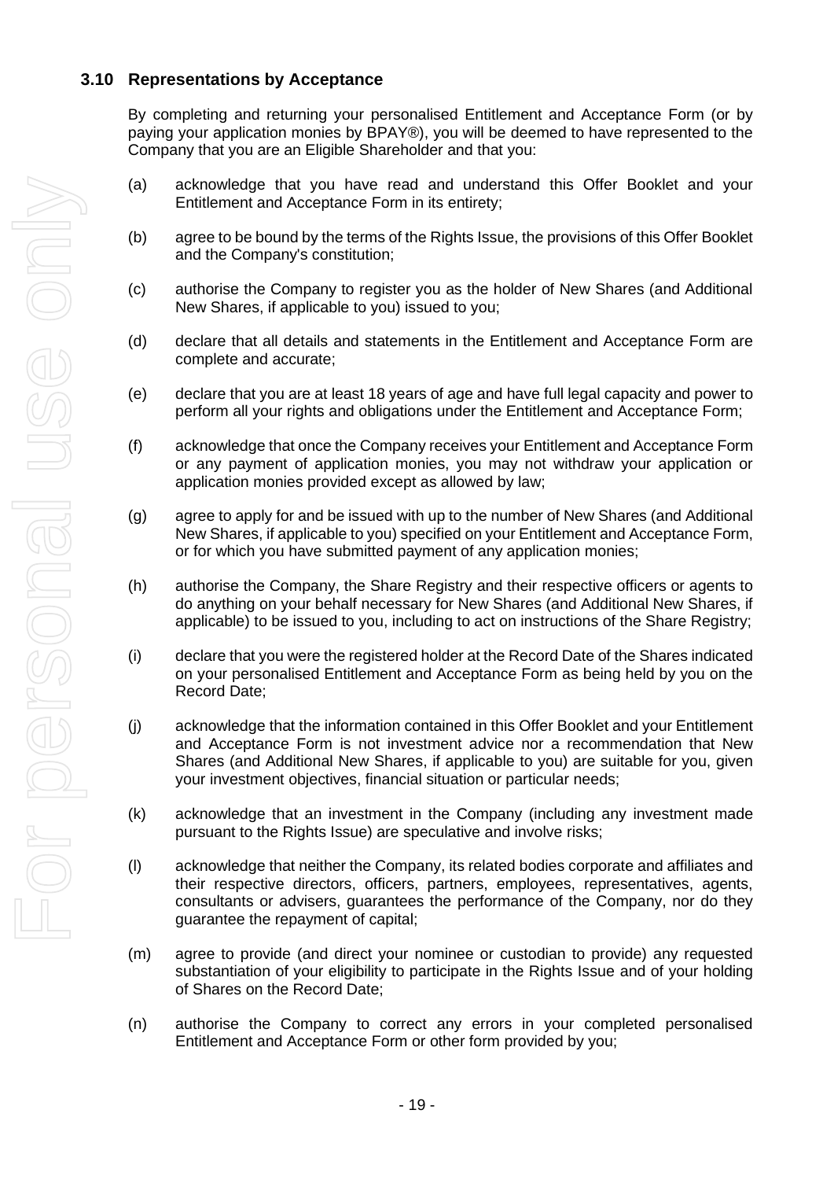### 3.10 Representations by Acceptance

By completing and returning your personalised Entitlement and Acceptance Form (or by paying your application monies by BPAY®), you will be deemed to have represented to the Company that you are an Eligible Shareholder and that you:

(a) acknowledge that you have read and understand this Offer Booklet and your Entitlement and Acceptance Form in its entirety;

(b) agree to be bound by the terms of the Rights Issue, the provisions of this Offer Booklet and the Company's constitution;

(c) authorise the Company to register you as the holder of New Shares (and Additional New Shares, if applicable to you) issued to you;

(d) declare that all details and statements in the Entitlement and Acceptance Form are complete and accurate;

(e) declare that you are at least 18 years of age and have full legal capacity and power to perform all your rights and obligations under the Entitlement and Acceptance Form;

(f) acknowledge that once the Company receives your Entitlement and Acceptance Form or any payment of application monies, you may not withdraw your application or application monies provided except as allowed by law;

(g) agree to apply for and be issued with up to the number of New Shares (and Additional New Shares, if applicable to you) specified on your Entitlement and Acceptance Form, or for which you have submitted payment of any application monies;

(h) authorise the Company, the Share Registry and their respective officers or agents to do anything on your behalf necessary for New Shares (and Additional New Shares, if applicable) to be issued to you, including to act on instructions of the Share Registry;

(i) declare that you were the registered holder at the Record Date of the Shares indicated on your personalised Entitlement and Acceptance Form as being held by you on the Record Date;

(j) acknowledge that the information contained in this Offer Booklet and your Entitlement and Acceptance Form is not investment advice nor a recommendation that New Shares (and Additional New Shares, if applicable to you) are suitable for you, given your investment objectives, financial situation or particular needs;

(k) acknowledge that an investment in the Company (including any investment made pursuant to the Rights Issue) are speculative and involve risks;

(l) acknowledge that neither the Company, its related bodies corporate and affiliates and their respective directors, officers, partners, employees, representatives, agents, consultants or advisers, guarantees the performance of the Company, nor do they guarantee the repayment of capital;

(m) agree to provide (and direct your nominee or custodian to provide) any requested substantiation of your eligibility to participate in the Rights Issue and of your holding of Shares on the Record Date;

(n) authorise the Company to correct any errors in your completed personalised Entitlement and Acceptance Form or other form provided by you;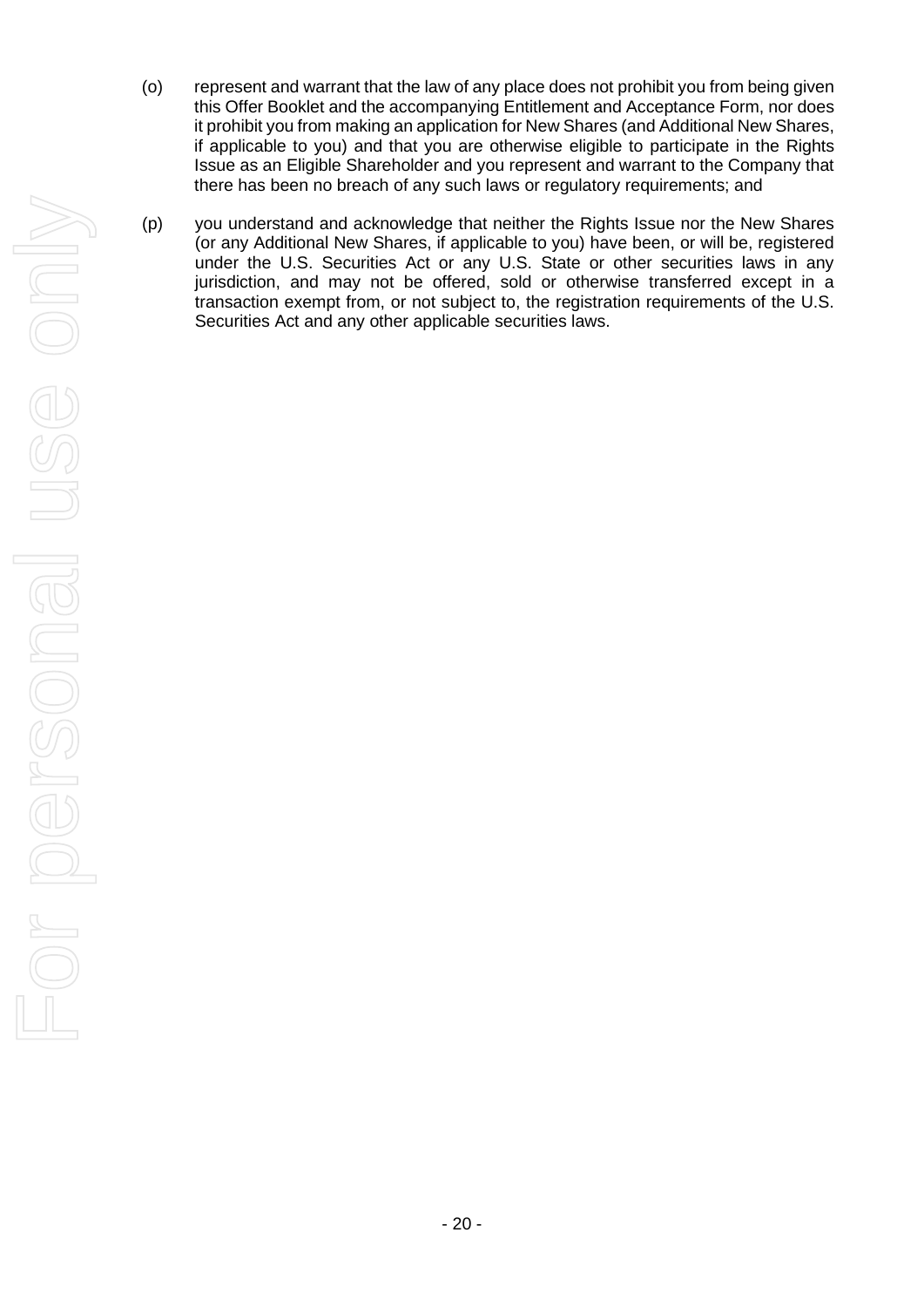(o) represent and warrant that the law of any place does not prohibit you from being given this Offer Booklet and the accompanying Entitlement and Acceptance Form, nor does it prohibit you from making an application for New Shares (and Additional New Shares, if applicable to you) and that you are otherwise eligible to participate in the Rights Issue as an Eligible Shareholder and you represent and warrant to the Company that there has been no breach of any such laws or regulatory requirements; and

(p) you understand and acknowledge that neither the Rights Issue nor the New Shares (or any Additional New Shares, if applicable to you) have been, or will be, registered under the U.S. Securities Act or any U.S. State or other securities laws in any jurisdiction, and may not be offered, sold or otherwise transferred except in a transaction exempt from, or not subject to, the registration requirements of the U.S. Securities Act and any other applicable securities laws.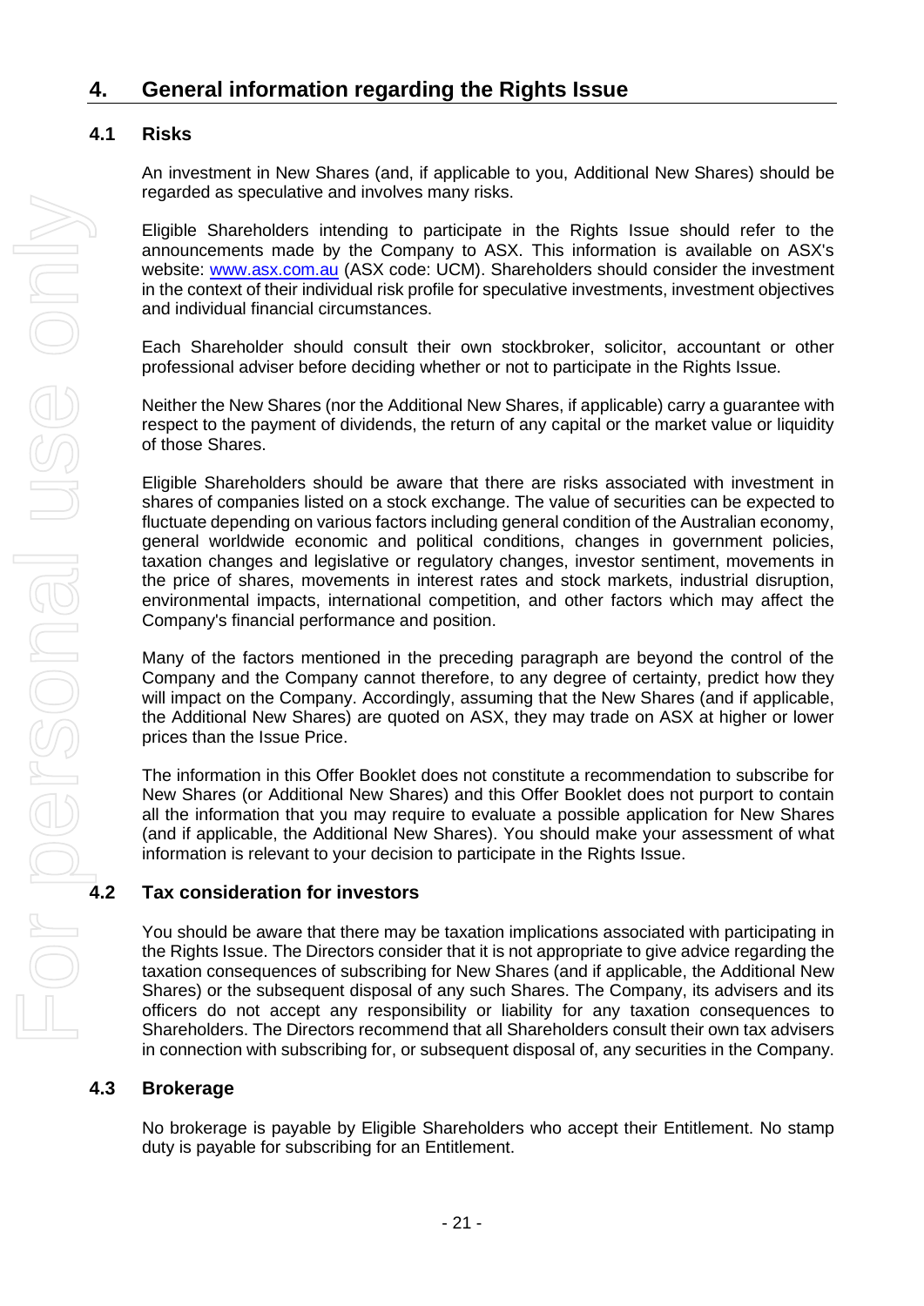# 4. General information regarding the Rights Issue

## 4.1 Risks

An investment in New Shares (and, if applicable to you, Additional New Shares) should be regarded as speculative and involves many risks.

Eligible Shareholders intending to participate in the Rights Issue should refer to the announcements made by the Company to ASX. This information is available on ASX's website: www.asx.com.au (ASX code: UCM). Shareholders should consider the investment in the context of their individual risk profile for speculative investments, investment objectives and individual financial circumstances.

Each Shareholder should consult their own stockbroker, solicitor, accountant or other professional adviser before deciding whether or not to participate in the Rights Issue.

Neither the New Shares (nor the Additional New Shares, if applicable) carry a guarantee with respect to the payment of dividends, the return of any capital or the market value or liquidity of those Shares.

Eligible Shareholders should be aware that there are risks associated with investment in shares of companies listed on a stock exchange. The value of securities can be expected to fluctuate depending on various factors including general condition of the Australian economy, general worldwide economic and political conditions, changes in government policies, taxation changes and legislative or regulatory changes, investor sentiment, movements in the price of shares, movements in interest rates and stock markets, industrial disruption, environmental impacts, international competition, and other factors which may affect the Company's financial performance and position.

Many of the factors mentioned in the preceding paragraph are beyond the control of the Company and the Company cannot therefore, to any degree of certainty, predict how they will impact on the Company. Accordingly, assuming that the New Shares (and if applicable, the Additional New Shares) are quoted on ASX, they may trade on ASX at higher or lower prices than the Issue Price.

The information in this Offer Booklet does not constitute a recommendation to subscribe for New Shares (or Additional New Shares) and this Offer Booklet does not purport to contain all the information that you may require to evaluate a possible application for New Shares (and if applicable, the Additional New Shares). You should make your assessment of what information is relevant to your decision to participate in the Rights Issue.

## 4.2 Tax consideration for investors

You should be aware that there may be taxation implications associated with participating in the Rights Issue. The Directors consider that it is not appropriate to give advice regarding the taxation consequences of subscribing for New Shares (and if applicable, the Additional New Shares) or the subsequent disposal of any such Shares. The Company, its advisers and its officers do not accept any responsibility or liability for any taxation consequences to Shareholders. The Directors recommend that all Shareholders consult their own tax advisers in connection with subscribing for, or subsequent disposal of, any securities in the Company.

## 4.3 Brokerage

No brokerage is payable by Eligible Shareholders who accept their Entitlement. No stamp duty is payable for subscribing for an Entitlement.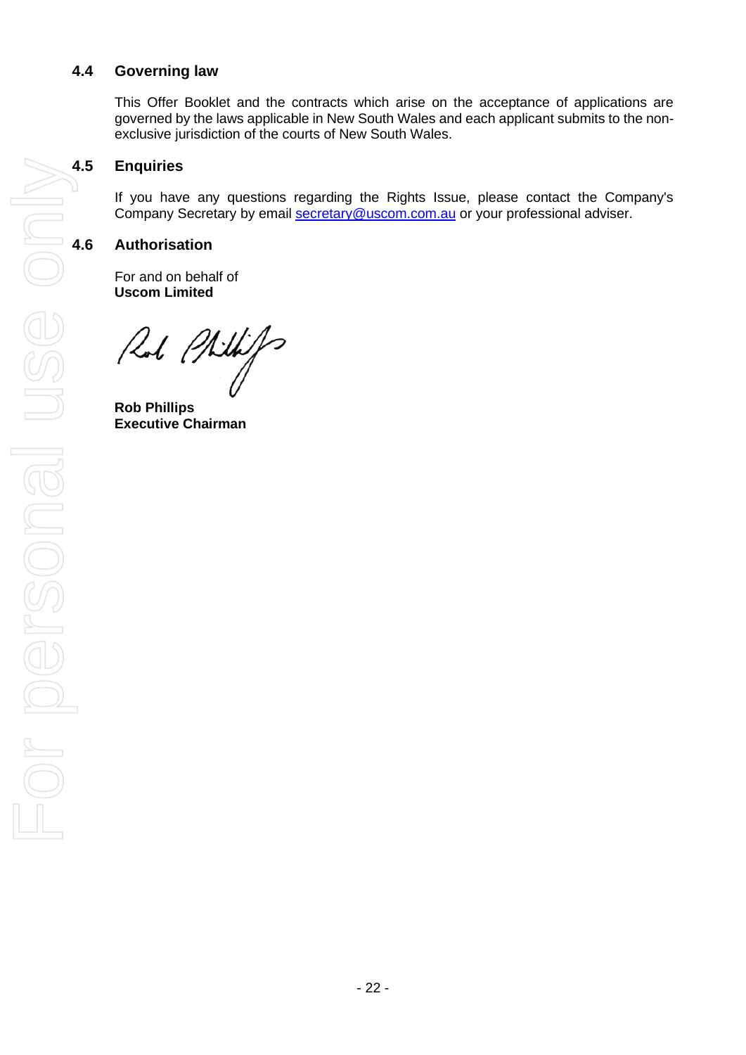## 4.4 Governing law

This Offer Booklet and the contracts which arise on the acceptance of applications are governed by the laws applicable in New South Wales and each applicant submits to the non-exclusive jurisdiction of the courts of New South Wales.

## 4.5 Enquiries

If you have any questions regarding the Rights Issue, please contact the Company's Company Secretary by email secretary@uscom.com.au or your professional adviser.

## 4.6 Authorisation

For and on behalf of
**Uscom Limited**

**Rob Phillips**
**Executive Chairman**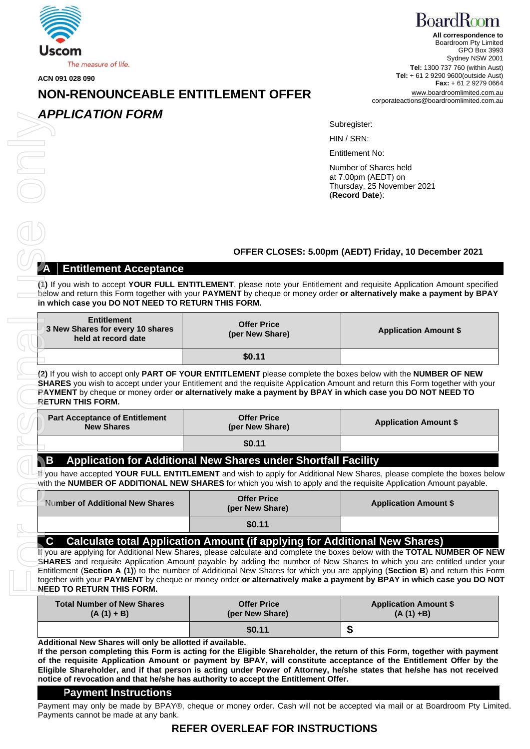Uscom

The measure of life.

ACN 091 028 090

# NON-RENOUNCEABLE ENTITLEMENT OFFER

## *APPLICATION FORM*

BoardRoom

**All correspondence to**
Boardroom Pty Limited
GPO Box 3993
Sydney NSW 2001
**Tel:** 1300 737 760 (within Aust)
**Tel:** + 61 2 9290 9600(outside Aust)
**Fax:** + 61 2 9279 0664
www.boardroomlimited.com.au
corporateactions@boardroomlimited.com.au

Subregister:

HIN / SRN:

Entitlement No:

Number of Shares held at 7.00pm (AEDT) on Thursday, 25 November 2021 (**Record Date**):

**OFFER CLOSES: 5.00pm (AEDT) Friday, 10 December 2021**

## A Entitlement Acceptance

**(1)** If you wish to accept **YOUR FULL ENTITLEMENT**, please note your Entitlement and requisite Application Amount specified below and return this Form together with your **PAYMENT** by cheque or money order **or alternatively make a payment by BPAY in which case you DO NOT NEED TO RETURN THIS FORM.**

| Entitlement 3 New Shares for every 10 shares held at record date | Offer Price (per New Share) | Application Amount $ |
|---|---|---|
| | $0.11 | |

**(2)** If you wish to accept only **PART OF YOUR ENTITLEMENT** please complete the boxes below with the **NUMBER OF NEW SHARES** you wish to accept under your Entitlement and the requisite Application Amount and return this Form together with your **PAYMENT** by cheque or money order **or alternatively make a payment by BPAY in which case you DO NOT NEED TO RETURN THIS FORM.**

| Part Acceptance of Entitlement New Shares | Offer Price (per New Share) | Application Amount $ |
|---|---|---|
| | $0.11 | |

## B Application for Additional New Shares under Shortfall Facility

If you have accepted **YOUR FULL ENTITLEMENT** and wish to apply for Additional New Shares, please complete the boxes below with the **NUMBER OF ADDITIONAL NEW SHARES** for which you wish to apply and the requisite Application Amount payable.

| Number of Additional New Shares | Offer Price (per New Share) | Application Amount $ |
|---|---|---|
| | $0.11 | |

## C Calculate total Application Amount (if applying for Additional New Shares)

If you are applying for Additional New Shares, please calculate and complete the boxes below with the **TOTAL NUMBER OF NEW SHARES** and requisite Application Amount payable by adding the number of New Shares to which you are entitled under your Entitlement (**Section A (1)**) to the number of Additional New Shares for which you are applying (**Section B**) and return this Form together with your **PAYMENT** by cheque or money order **or alternatively make a payment by BPAY in which case you DO NOT NEED TO RETURN THIS FORM.**

| Total Number of New Shares (A (1) + B) | Offer Price (per New Share) | Application Amount $ (A (1) +B) |
|---|---|---|
| | $0.11 | $ |

**Additional New Shares will only be allotted if available.**

**If the person completing this Form is acting for the Eligible Shareholder, the return of this Form, together with payment of the requisite Application Amount or payment by BPAY, will constitute acceptance of the Entitlement Offer by the Eligible Shareholder, and if that person is acting under Power of Attorney, he/she states that he/she has not received notice of revocation and that he/she has authority to accept the Entitlement Offer.**

## Payment Instructions

Payment may only be made by BPAY®, cheque or money order. Cash will not be accepted via mail or at Boardroom Pty Limited. Payments cannot be made at any bank.

**REFER OVERLEAF FOR INSTRUCTIONS**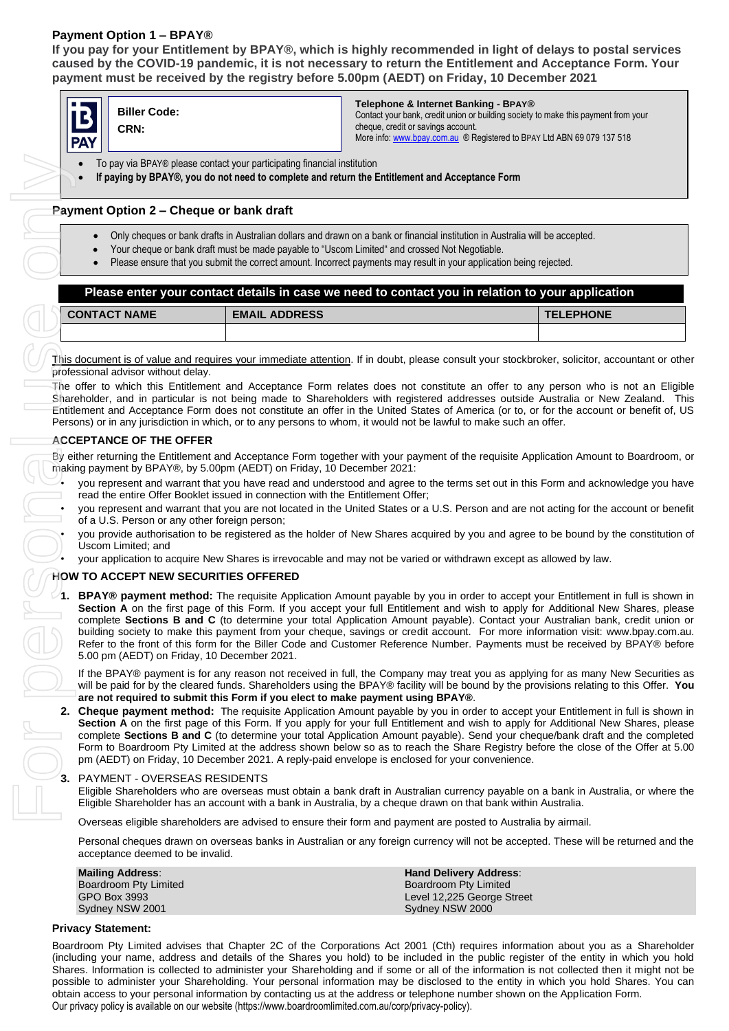## Payment Option 1 – BPAY®

**If you pay for your Entitlement by BPAY®, which is highly recommended in light of delays to postal services caused by the COVID-19 pandemic, it is not necessary to return the Entitlement and Acceptance Form. Your payment must be received by the registry before 5.00pm (AEDT) on Friday, 10 December 2021**

**Biller Code:**

**CRN:**

**Telephone & Internet Banking - BPAY®**
Contact your bank, credit union or building society to make this payment from your cheque, credit or savings account.
More info: www.bpay.com.au ® Registered to BPAY Ltd ABN 69 079 137 518

- To pay via BPAY® please contact your participating financial institution
- **If paying by BPAY®, you do not need to complete and return the Entitlement and Acceptance Form**

## Payment Option 2 – Cheque or bank draft

- Only cheques or bank drafts in Australian dollars and drawn on a bank or financial institution in Australia will be accepted.
- Your cheque or bank draft must be made payable to "Uscom Limited" and crossed Not Negotiable.
- Please ensure that you submit the correct amount. Incorrect payments may result in your application being rejected.

**Please enter your contact details in case we need to contact you in relation to your application**

| CONTACT NAME | EMAIL ADDRESS | TELEPHONE |
|---|---|---|
| | | |

This document is of value and requires your immediate attention. If in doubt, please consult your stockbroker, solicitor, accountant or other professional advisor without delay.

The offer to which this Entitlement and Acceptance Form relates does not constitute an offer to any person who is not an Eligible Shareholder, and in particular is not being made to Shareholders with registered addresses outside Australia or New Zealand. This Entitlement and Acceptance Form does not constitute an offer in the United States of America (or to, or for the account or benefit of, US Persons) or in any jurisdiction in which, or to any persons to whom, it would not be lawful to make such an offer.

### ACCEPTANCE OF THE OFFER

By either returning the Entitlement and Acceptance Form together with your payment of the requisite Application Amount to Boardroom, or making payment by BPAY®, by 5.00pm (AEDT) on Friday, 10 December 2021:

- you represent and warrant that you have read and understood and agree to the terms set out in this Form and acknowledge you have read the entire Offer Booklet issued in connection with the Entitlement Offer;
- you represent and warrant that you are not located in the United States or a U.S. Person and are not acting for the account or benefit of a U.S. Person or any other foreign person;
- you provide authorisation to be registered as the holder of New Shares acquired by you and agree to be bound by the constitution of Uscom Limited; and
- your application to acquire New Shares is irrevocable and may not be varied or withdrawn except as allowed by law.

### HOW TO ACCEPT NEW SECURITIES OFFERED

1. **BPAY® payment method:** The requisite Application Amount payable by you in order to accept your Entitlement in full is shown in **Section A** on the first page of this Form. If you accept your full Entitlement and wish to apply for Additional New Shares, please complete **Sections B and C** (to determine your total Application Amount payable). Contact your Australian bank, credit union or building society to make this payment from your cheque, savings or credit account. For more information visit: www.bpay.com.au. Refer to the front of this form for the Biller Code and Customer Reference Number. Payments must be received by BPAY® before 5.00 pm (AEDT) on Friday, 10 December 2021.

   If the BPAY® payment is for any reason not received in full, the Company may treat you as applying for as many New Securities as will be paid for by the cleared funds. Shareholders using the BPAY® facility will be bound by the provisions relating to this Offer. **You are not required to submit this Form if you elect to make payment using BPAY®**.

2. **Cheque payment method:** The requisite Application Amount payable by you in order to accept your Entitlement in full is shown in **Section A** on the first page of this Form. If you apply for your full Entitlement and wish to apply for Additional New Shares, please complete **Sections B and C** (to determine your total Application Amount payable). Send your cheque/bank draft and the completed Form to Boardroom Pty Limited at the address shown below so as to reach the Share Registry before the close of the Offer at 5.00 pm (AEDT) on Friday, 10 December 2021. A reply-paid envelope is enclosed for your convenience.

3. PAYMENT - OVERSEAS RESIDENTS

   Eligible Shareholders who are overseas must obtain a bank draft in Australian currency payable on a bank in Australia, or where the Eligible Shareholder has an account with a bank in Australia, by a cheque drawn on that bank within Australia.

   Overseas eligible shareholders are advised to ensure their form and payment are posted to Australia by airmail.

   Personal cheques drawn on overseas banks in Australian or any foreign currency will not be accepted. These will be returned and the acceptance deemed to be invalid.

**Mailing Address**:
Boardroom Pty Limited
GPO Box 3993
Sydney NSW 2001

**Hand Delivery Address**:
Boardroom Pty Limited
Level 12,225 George Street
Sydney NSW 2000

### Privacy Statement:

Boardroom Pty Limited advises that Chapter 2C of the Corporations Act 2001 (Cth) requires information about you as a Shareholder (including your name, address and details of the Shares you hold) to be included in the public register of the entity in which you hold Shares. Information is collected to administer your Shareholding and if some or all of the information is not collected then it might not be possible to administer your Shareholding. Your personal information may be disclosed to the entity in which you hold Shares. You can obtain access to your personal information by contacting us at the address or telephone number shown on the Application Form.
Our privacy policy is available on our website (https://www.boardroomlimited.com.au/corp/privacy-policy).